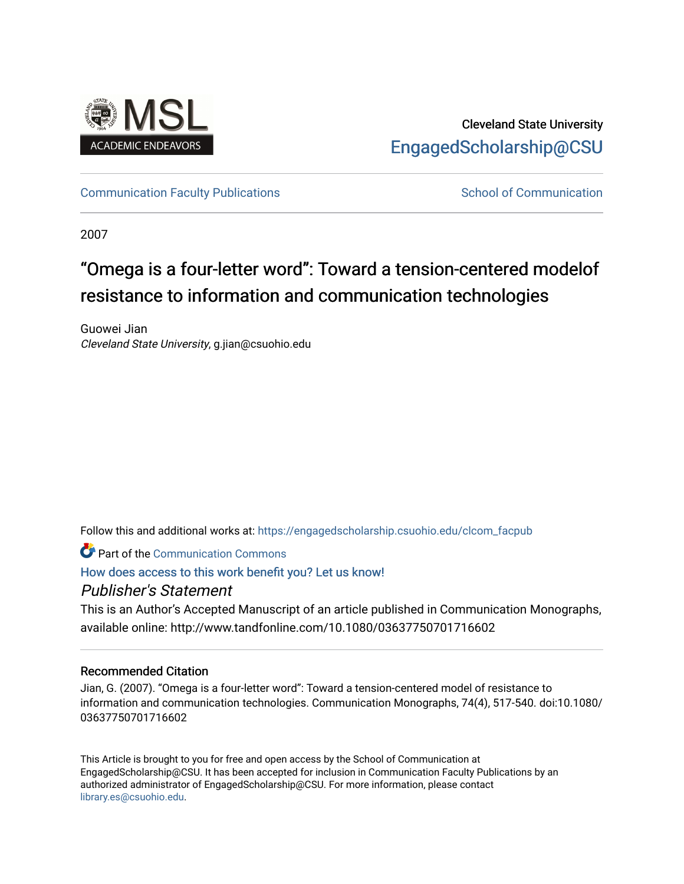Cleveland State University

EngagedScholarship@CSU

Communication Faculty Publications

School of Communication

2007

# "Omega is a four-letter word": Toward a tension-centered modelof resistance to information and communication technologies

Guowei Jian

*Cleveland State University*, g.jian@csuohio.edu

Follow this and additional works at: https://engagedscholarship.csuohio.edu/clcom_facpub

Part of the Communication Commons

How does access to this work benefit you? Let us know!

## *Publisher's Statement*

This is an Author's Accepted Manuscript of an article published in Communication Monographs, available online: http://www.tandfonline.com/10.1080/03637750701716602

### Recommended Citation

Jian, G. (2007). "Omega is a four-letter word": Toward a tension-centered model of resistance to information and communication technologies. Communication Monographs, 74(4), 517-540. doi:10.1080/03637750701716602

This Article is brought to you for free and open access by the School of Communication at EngagedScholarship@CSU. It has been accepted for inclusion in Communication Faculty Publications by an authorized administrator of EngagedScholarship@CSU. For more information, please contact library.es@csuohio.edu.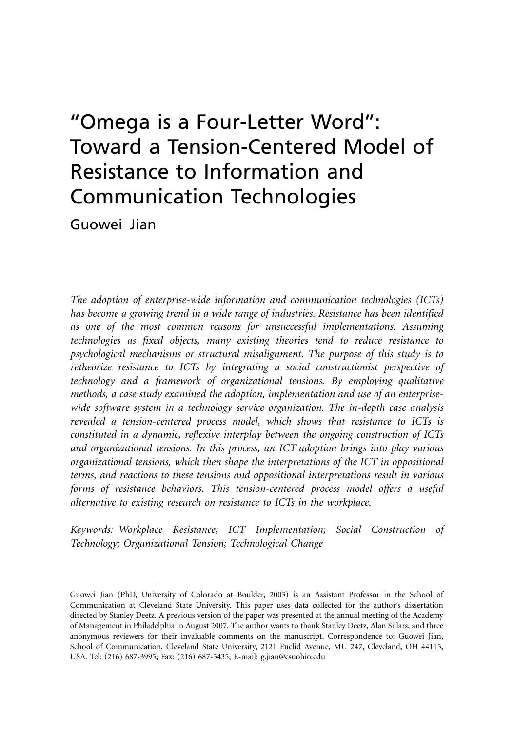# "Omega is a Four-Letter Word": Toward a Tension-Centered Model of Resistance to Information and Communication Technologies

Guowei Jian

*The adoption of enterprise-wide information and communication technologies (ICTs) has become a growing trend in a wide range of industries. Resistance has been identified as one of the most common reasons for unsuccessful implementations. Assuming technologies as fixed objects, many existing theories tend to reduce resistance to psychological mechanisms or structural misalignment. The purpose of this study is to retheorize resistance to ICTs by integrating a social constructionist perspective of technology and a framework of organizational tensions. By employing qualitative methods, a case study examined the adoption, implementation and use of an enterprise-wide software system in a technology service organization. The in-depth case analysis revealed a tension-centered process model, which shows that resistance to ICTs is constituted in a dynamic, reflexive interplay between the ongoing construction of ICTs and organizational tensions. In this process, an ICT adoption brings into play various organizational tensions, which then shape the interpretations of the ICT in oppositional terms, and reactions to these tensions and oppositional interpretations result in various forms of resistance behaviors. This tension-centered process model offers a useful alternative to existing research on resistance to ICTs in the workplace.*

*Keywords: Workplace Resistance; ICT Implementation; Social Construction of Technology; Organizational Tension; Technological Change*

---

Guowei Jian (PhD, University of Colorado at Boulder, 2003) is an Assistant Professor in the School of Communication at Cleveland State University. This paper uses data collected for the author's dissertation directed by Stanley Deetz. A previous version of the paper was presented at the annual meeting of the Academy of Management in Philadelphia in August 2007. The author wants to thank Stanley Deetz, Alan Sillars, and three anonymous reviewers for their invaluable comments on the manuscript. Correspondence to: Guowei Jian, School of Communication, Cleveland State University, 2121 Euclid Avenue, MU 247, Cleveland, OH 44115, USA. Tel: (216) 687-3995; Fax: (216) 687-5435; E-mail: g.jian@csuohio.edu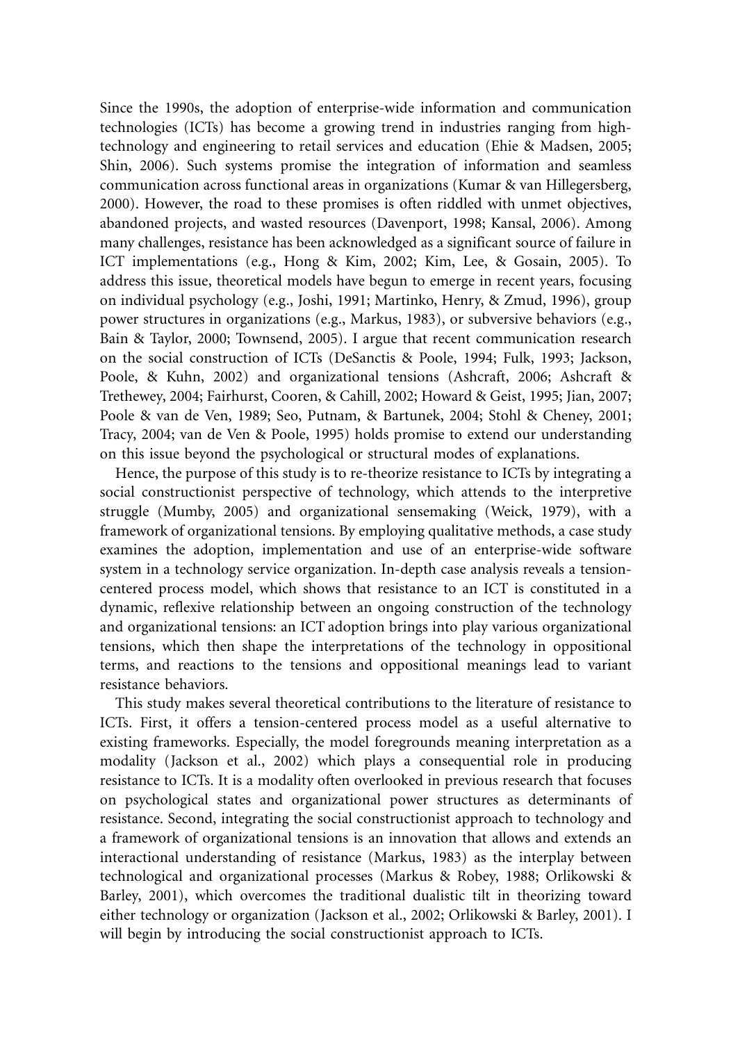Since the 1990s, the adoption of enterprise-wide information and communication technologies (ICTs) has become a growing trend in industries ranging from high-technology and engineering to retail services and education (Ehie & Madsen, 2005; Shin, 2006). Such systems promise the integration of information and seamless communication across functional areas in organizations (Kumar & van Hillegersberg, 2000). However, the road to these promises is often riddled with unmet objectives, abandoned projects, and wasted resources (Davenport, 1998; Kansal, 2006). Among many challenges, resistance has been acknowledged as a significant source of failure in ICT implementations (e.g., Hong & Kim, 2002; Kim, Lee, & Gosain, 2005). To address this issue, theoretical models have begun to emerge in recent years, focusing on individual psychology (e.g., Joshi, 1991; Martinko, Henry, & Zmud, 1996), group power structures in organizations (e.g., Markus, 1983), or subversive behaviors (e.g., Bain & Taylor, 2000; Townsend, 2005). I argue that recent communication research on the social construction of ICTs (DeSanctis & Poole, 1994; Fulk, 1993; Jackson, Poole, & Kuhn, 2002) and organizational tensions (Ashcraft, 2006; Ashcraft & Trethewey, 2004; Fairhurst, Cooren, & Cahill, 2002; Howard & Geist, 1995; Jian, 2007; Poole & van de Ven, 1989; Seo, Putnam, & Bartunek, 2004; Stohl & Cheney, 2001; Tracy, 2004; van de Ven & Poole, 1995) holds promise to extend our understanding on this issue beyond the psychological or structural modes of explanations.

Hence, the purpose of this study is to re-theorize resistance to ICTs by integrating a social constructionist perspective of technology, which attends to the interpretive struggle (Mumby, 2005) and organizational sensemaking (Weick, 1979), with a framework of organizational tensions. By employing qualitative methods, a case study examines the adoption, implementation and use of an enterprise-wide software system in a technology service organization. In-depth case analysis reveals a tension-centered process model, which shows that resistance to an ICT is constituted in a dynamic, reflexive relationship between an ongoing construction of the technology and organizational tensions: an ICT adoption brings into play various organizational tensions, which then shape the interpretations of the technology in oppositional terms, and reactions to the tensions and oppositional meanings lead to variant resistance behaviors.

This study makes several theoretical contributions to the literature of resistance to ICTs. First, it offers a tension-centered process model as a useful alternative to existing frameworks. Especially, the model foregrounds meaning interpretation as a modality (Jackson et al., 2002) which plays a consequential role in producing resistance to ICTs. It is a modality often overlooked in previous research that focuses on psychological states and organizational power structures as determinants of resistance. Second, integrating the social constructionist approach to technology and a framework of organizational tensions is an innovation that allows and extends an interactional understanding of resistance (Markus, 1983) as the interplay between technological and organizational processes (Markus & Robey, 1988; Orlikowski & Barley, 2001), which overcomes the traditional dualistic tilt in theorizing toward either technology or organization (Jackson et al., 2002; Orlikowski & Barley, 2001). I will begin by introducing the social constructionist approach to ICTs.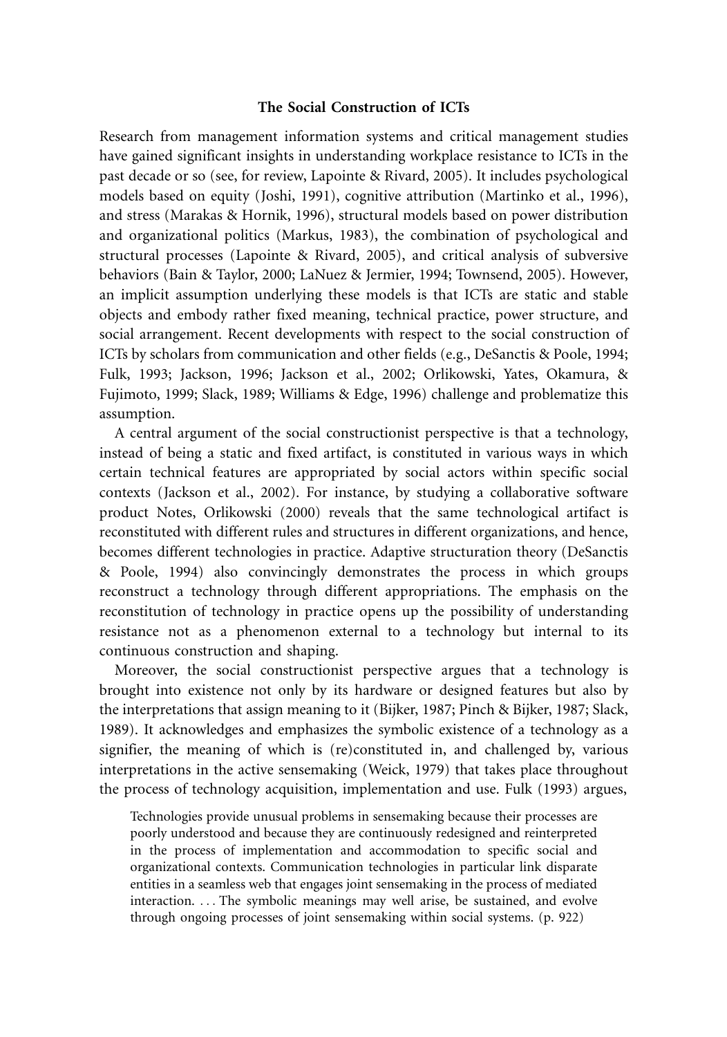### The Social Construction of ICTs

Research from management information systems and critical management studies have gained significant insights in understanding workplace resistance to ICTs in the past decade or so (see, for review, Lapointe & Rivard, 2005). It includes psychological models based on equity (Joshi, 1991), cognitive attribution (Martinko et al., 1996), and stress (Marakas & Hornik, 1996), structural models based on power distribution and organizational politics (Markus, 1983), the combination of psychological and structural processes (Lapointe & Rivard, 2005), and critical analysis of subversive behaviors (Bain & Taylor, 2000; LaNuez & Jermier, 1994; Townsend, 2005). However, an implicit assumption underlying these models is that ICTs are static and stable objects and embody rather fixed meaning, technical practice, power structure, and social arrangement. Recent developments with respect to the social construction of ICTs by scholars from communication and other fields (e.g., DeSanctis & Poole, 1994; Fulk, 1993; Jackson, 1996; Jackson et al., 2002; Orlikowski, Yates, Okamura, & Fujimoto, 1999; Slack, 1989; Williams & Edge, 1996) challenge and problematize this assumption.

A central argument of the social constructionist perspective is that a technology, instead of being a static and fixed artifact, is constituted in various ways in which certain technical features are appropriated by social actors within specific social contexts (Jackson et al., 2002). For instance, by studying a collaborative software product Notes, Orlikowski (2000) reveals that the same technological artifact is reconstituted with different rules and structures in different organizations, and hence, becomes different technologies in practice. Adaptive structuration theory (DeSanctis & Poole, 1994) also convincingly demonstrates the process in which groups reconstruct a technology through different appropriations. The emphasis on the reconstitution of technology in practice opens up the possibility of understanding resistance not as a phenomenon external to a technology but internal to its continuous construction and shaping.

Moreover, the social constructionist perspective argues that a technology is brought into existence not only by its hardware or designed features but also by the interpretations that assign meaning to it (Bijker, 1987; Pinch & Bijker, 1987; Slack, 1989). It acknowledges and emphasizes the symbolic existence of a technology as a signifier, the meaning of which is (re)constituted in, and challenged by, various interpretations in the active sensemaking (Weick, 1979) that takes place throughout the process of technology acquisition, implementation and use. Fulk (1993) argues,

> Technologies provide unusual problems in sensemaking because their processes are poorly understood and because they are continuously redesigned and reinterpreted in the process of implementation and accommodation to specific social and organizational contexts. Communication technologies in particular link disparate entities in a seamless web that engages joint sensemaking in the process of mediated interaction. . . . The symbolic meanings may well arise, be sustained, and evolve through ongoing processes of joint sensemaking within social systems. (p. 922)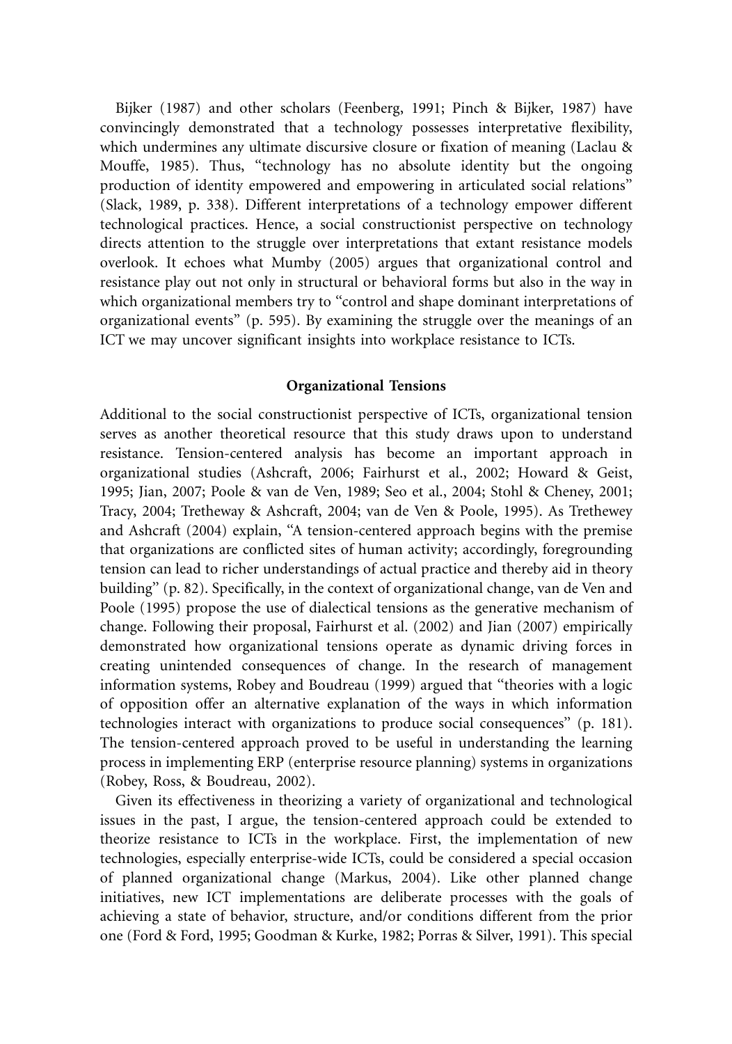Bijker (1987) and other scholars (Feenberg, 1991; Pinch & Bijker, 1987) have convincingly demonstrated that a technology possesses interpretative flexibility, which undermines any ultimate discursive closure or fixation of meaning (Laclau & Mouffe, 1985). Thus, "technology has no absolute identity but the ongoing production of identity empowered and empowering in articulated social relations" (Slack, 1989, p. 338). Different interpretations of a technology empower different technological practices. Hence, a social constructionist perspective on technology directs attention to the struggle over interpretations that extant resistance models overlook. It echoes what Mumby (2005) argues that organizational control and resistance play out not only in structural or behavioral forms but also in the way in which organizational members try to "control and shape dominant interpretations of organizational events" (p. 595). By examining the struggle over the meanings of an ICT we may uncover significant insights into workplace resistance to ICTs.

## Organizational Tensions

Additional to the social constructionist perspective of ICTs, organizational tension serves as another theoretical resource that this study draws upon to understand resistance. Tension-centered analysis has become an important approach in organizational studies (Ashcraft, 2006; Fairhurst et al., 2002; Howard & Geist, 1995; Jian, 2007; Poole & van de Ven, 1989; Seo et al., 2004; Stohl & Cheney, 2001; Tracy, 2004; Tretheway & Ashcraft, 2004; van de Ven & Poole, 1995). As Trethewey and Ashcraft (2004) explain, "A tension-centered approach begins with the premise that organizations are conflicted sites of human activity; accordingly, foregrounding tension can lead to richer understandings of actual practice and thereby aid in theory building" (p. 82). Specifically, in the context of organizational change, van de Ven and Poole (1995) propose the use of dialectical tensions as the generative mechanism of change. Following their proposal, Fairhurst et al. (2002) and Jian (2007) empirically demonstrated how organizational tensions operate as dynamic driving forces in creating unintended consequences of change. In the research of management information systems, Robey and Boudreau (1999) argued that "theories with a logic of opposition offer an alternative explanation of the ways in which information technologies interact with organizations to produce social consequences" (p. 181). The tension-centered approach proved to be useful in understanding the learning process in implementing ERP (enterprise resource planning) systems in organizations (Robey, Ross, & Boudreau, 2002).

Given its effectiveness in theorizing a variety of organizational and technological issues in the past, I argue, the tension-centered approach could be extended to theorize resistance to ICTs in the workplace. First, the implementation of new technologies, especially enterprise-wide ICTs, could be considered a special occasion of planned organizational change (Markus, 2004). Like other planned change initiatives, new ICT implementations are deliberate processes with the goals of achieving a state of behavior, structure, and/or conditions different from the prior one (Ford & Ford, 1995; Goodman & Kurke, 1982; Porras & Silver, 1991). This special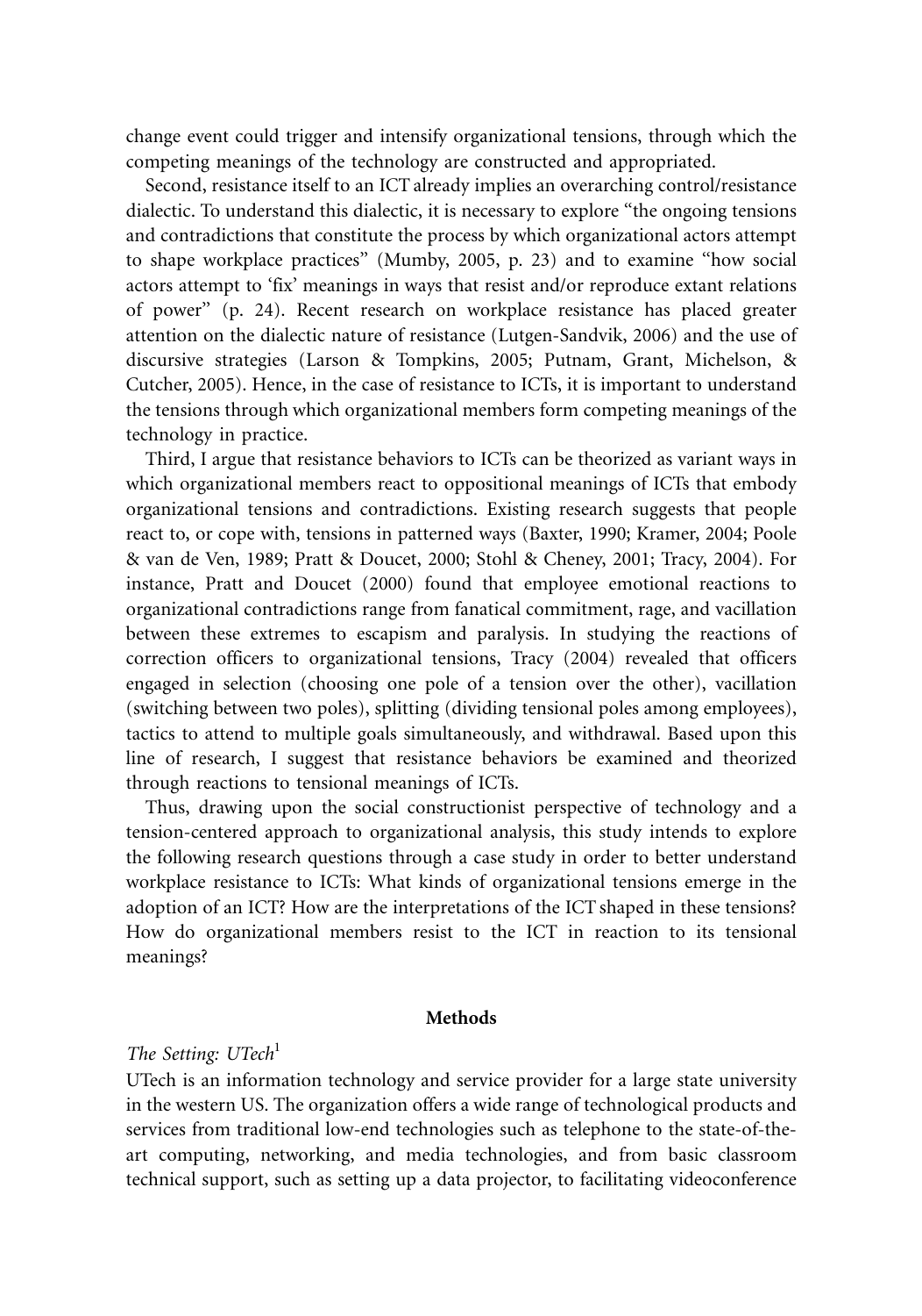change event could trigger and intensify organizational tensions, through which the competing meanings of the technology are constructed and appropriated.

Second, resistance itself to an ICT already implies an overarching control/resistance dialectic. To understand this dialectic, it is necessary to explore "the ongoing tensions and contradictions that constitute the process by which organizational actors attempt to shape workplace practices" (Mumby, 2005, p. 23) and to examine "how social actors attempt to 'fix' meanings in ways that resist and/or reproduce extant relations of power" (p. 24). Recent research on workplace resistance has placed greater attention on the dialectic nature of resistance (Lutgen-Sandvik, 2006) and the use of discursive strategies (Larson & Tompkins, 2005; Putnam, Grant, Michelson, & Cutcher, 2005). Hence, in the case of resistance to ICTs, it is important to understand the tensions through which organizational members form competing meanings of the technology in practice.

Third, I argue that resistance behaviors to ICTs can be theorized as variant ways in which organizational members react to oppositional meanings of ICTs that embody organizational tensions and contradictions. Existing research suggests that people react to, or cope with, tensions in patterned ways (Baxter, 1990; Kramer, 2004; Poole & van de Ven, 1989; Pratt & Doucet, 2000; Stohl & Cheney, 2001; Tracy, 2004). For instance, Pratt and Doucet (2000) found that employee emotional reactions to organizational contradictions range from fanatical commitment, rage, and vacillation between these extremes to escapism and paralysis. In studying the reactions of correction officers to organizational tensions, Tracy (2004) revealed that officers engaged in selection (choosing one pole of a tension over the other), vacillation (switching between two poles), splitting (dividing tensional poles among employees), tactics to attend to multiple goals simultaneously, and withdrawal. Based upon this line of research, I suggest that resistance behaviors be examined and theorized through reactions to tensional meanings of ICTs.

Thus, drawing upon the social constructionist perspective of technology and a tension-centered approach to organizational analysis, this study intends to explore the following research questions through a case study in order to better understand workplace resistance to ICTs: What kinds of organizational tensions emerge in the adoption of an ICT? How are the interpretations of the ICT shaped in these tensions? How do organizational members resist to the ICT in reaction to its tensional meanings?

## Methods

### *The Setting: UTech*[1]

UTech is an information technology and service provider for a large state university in the western US. The organization offers a wide range of technological products and services from traditional low-end technologies such as telephone to the state-of-the-art computing, networking, and media technologies, and from basic classroom technical support, such as setting up a data projector, to facilitating videoconference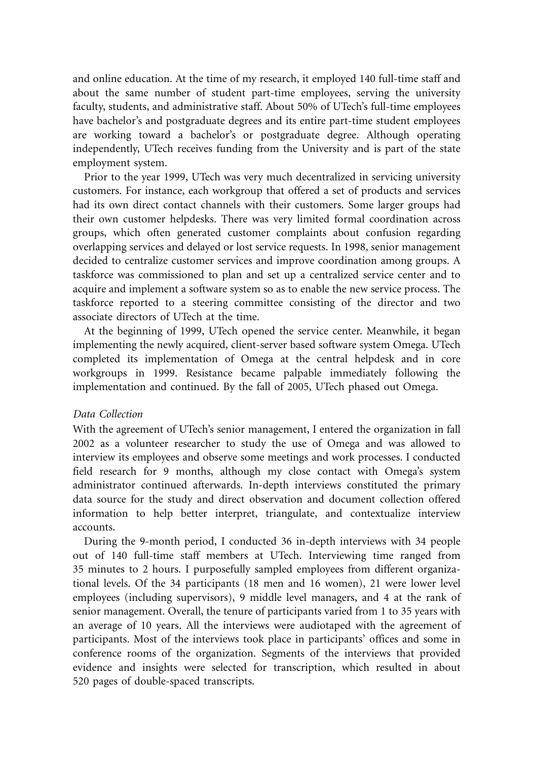and online education. At the time of my research, it employed 140 full-time staff and about the same number of student part-time employees, serving the university faculty, students, and administrative staff. About 50% of UTech's full-time employees have bachelor's and postgraduate degrees and its entire part-time student employees are working toward a bachelor's or postgraduate degree. Although operating independently, UTech receives funding from the University and is part of the state employment system.

Prior to the year 1999, UTech was very much decentralized in servicing university customers. For instance, each workgroup that offered a set of products and services had its own direct contact channels with their customers. Some larger groups had their own customer helpdesks. There was very limited formal coordination across groups, which often generated customer complaints about confusion regarding overlapping services and delayed or lost service requests. In 1998, senior management decided to centralize customer services and improve coordination among groups. A taskforce was commissioned to plan and set up a centralized service center and to acquire and implement a software system so as to enable the new service process. The taskforce reported to a steering committee consisting of the director and two associate directors of UTech at the time.

At the beginning of 1999, UTech opened the service center. Meanwhile, it began implementing the newly acquired, client-server based software system Omega. UTech completed its implementation of Omega at the central helpdesk and in core workgroups in 1999. Resistance became palpable immediately following the implementation and continued. By the fall of 2005, UTech phased out Omega.

*Data Collection*

With the agreement of UTech's senior management, I entered the organization in fall 2002 as a volunteer researcher to study the use of Omega and was allowed to interview its employees and observe some meetings and work processes. I conducted field research for 9 months, although my close contact with Omega's system administrator continued afterwards. In-depth interviews constituted the primary data source for the study and direct observation and document collection offered information to help better interpret, triangulate, and contextualize interview accounts.

During the 9-month period, I conducted 36 in-depth interviews with 34 people out of 140 full-time staff members at UTech. Interviewing time ranged from 35 minutes to 2 hours. I purposefully sampled employees from different organizational levels. Of the 34 participants (18 men and 16 women), 21 were lower level employees (including supervisors), 9 middle level managers, and 4 at the rank of senior management. Overall, the tenure of participants varied from 1 to 35 years with an average of 10 years. All the interviews were audiotaped with the agreement of participants. Most of the interviews took place in participants' offices and some in conference rooms of the organization. Segments of the interviews that provided evidence and insights were selected for transcription, which resulted in about 520 pages of double-spaced transcripts.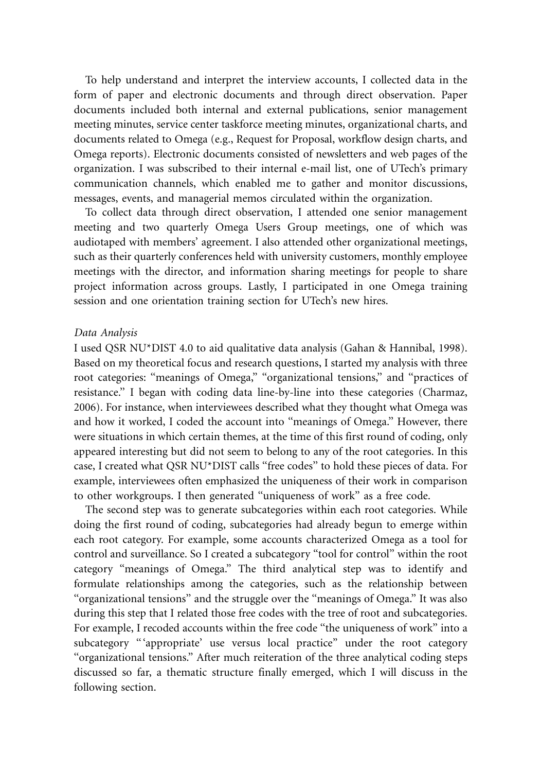To help understand and interpret the interview accounts, I collected data in the form of paper and electronic documents and through direct observation. Paper documents included both internal and external publications, senior management meeting minutes, service center taskforce meeting minutes, organizational charts, and documents related to Omega (e.g., Request for Proposal, workflow design charts, and Omega reports). Electronic documents consisted of newsletters and web pages of the organization. I was subscribed to their internal e-mail list, one of UTech's primary communication channels, which enabled me to gather and monitor discussions, messages, events, and managerial memos circulated within the organization.

To collect data through direct observation, I attended one senior management meeting and two quarterly Omega Users Group meetings, one of which was audiotaped with members' agreement. I also attended other organizational meetings, such as their quarterly conferences held with university customers, monthly employee meetings with the director, and information sharing meetings for people to share project information across groups. Lastly, I participated in one Omega training session and one orientation training section for UTech's new hires.

*Data Analysis*

I used QSR NU*DIST 4.0 to aid qualitative data analysis (Gahan & Hannibal, 1998). Based on my theoretical focus and research questions, I started my analysis with three root categories: "meanings of Omega," "organizational tensions," and "practices of resistance." I began with coding data line-by-line into these categories (Charmaz, 2006). For instance, when interviewees described what they thought what Omega was and how it worked, I coded the account into "meanings of Omega." However, there were situations in which certain themes, at the time of this first round of coding, only appeared interesting but did not seem to belong to any of the root categories. In this case, I created what QSR NU*DIST calls "free codes" to hold these pieces of data. For example, interviewees often emphasized the uniqueness of their work in comparison to other workgroups. I then generated "uniqueness of work" as a free code.

The second step was to generate subcategories within each root categories. While doing the first round of coding, subcategories had already begun to emerge within each root category. For example, some accounts characterized Omega as a tool for control and surveillance. So I created a subcategory "tool for control" within the root category "meanings of Omega." The third analytical step was to identify and formulate relationships among the categories, such as the relationship between "organizational tensions" and the struggle over the "meanings of Omega." It was also during this step that I related those free codes with the tree of root and subcategories. For example, I recoded accounts within the free code "the uniqueness of work" into a subcategory "'appropriate' use versus local practice" under the root category "organizational tensions." After much reiteration of the three analytical coding steps discussed so far, a thematic structure finally emerged, which I will discuss in the following section.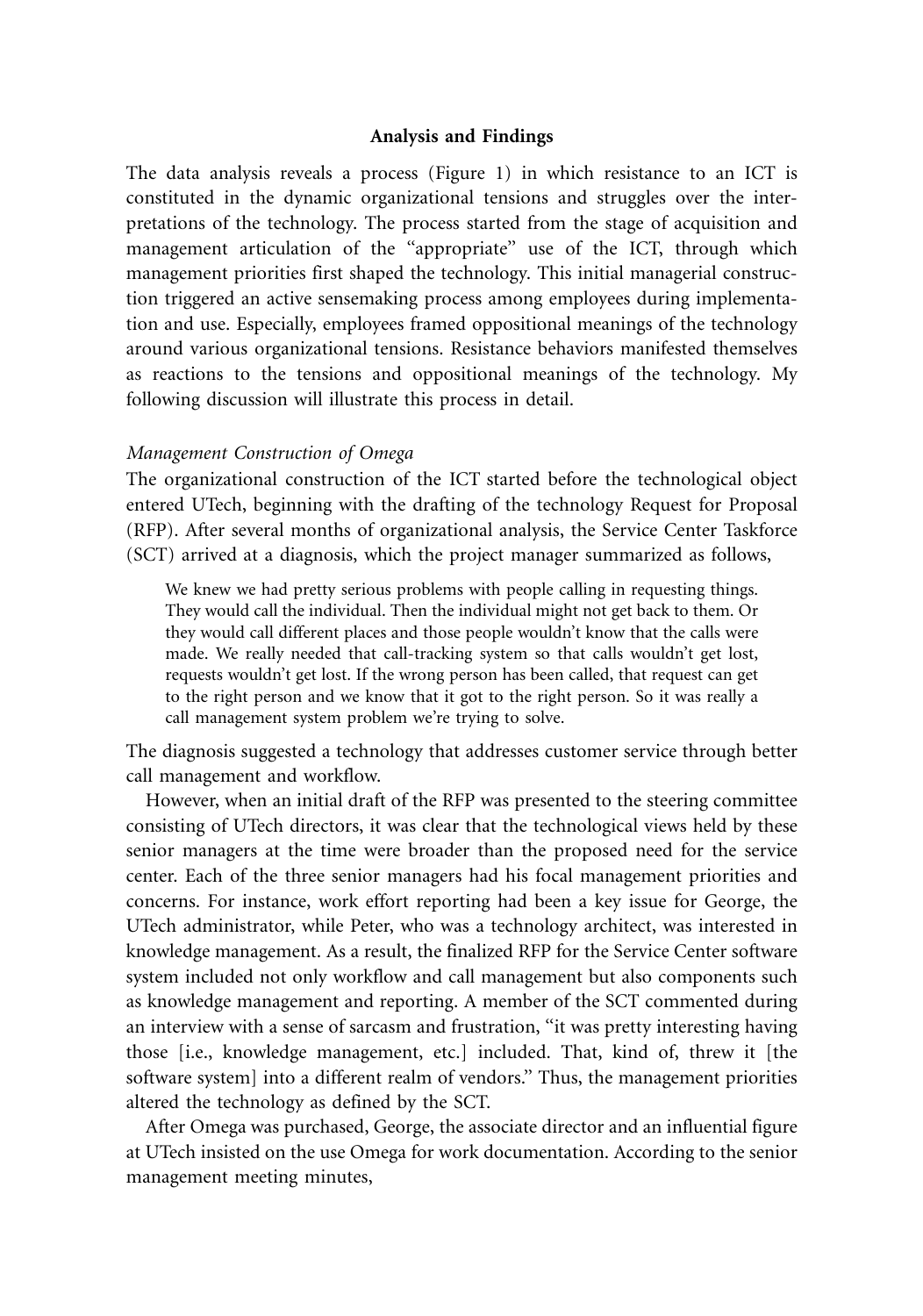## Analysis and Findings

The data analysis reveals a process (Figure 1) in which resistance to an ICT is constituted in the dynamic organizational tensions and struggles over the interpretations of the technology. The process started from the stage of acquisition and management articulation of the "appropriate" use of the ICT, through which management priorities first shaped the technology. This initial managerial construction triggered an active sensemaking process among employees during implementation and use. Especially, employees framed oppositional meanings of the technology around various organizational tensions. Resistance behaviors manifested themselves as reactions to the tensions and oppositional meanings of the technology. My following discussion will illustrate this process in detail.

### *Management Construction of Omega*

The organizational construction of the ICT started before the technological object entered UTech, beginning with the drafting of the technology Request for Proposal (RFP). After several months of organizational analysis, the Service Center Taskforce (SCT) arrived at a diagnosis, which the project manager summarized as follows,

> We knew we had pretty serious problems with people calling in requesting things. They would call the individual. Then the individual might not get back to them. Or they would call different places and those people wouldn't know that the calls were made. We really needed that call-tracking system so that calls wouldn't get lost, requests wouldn't get lost. If the wrong person has been called, that request can get to the right person and we know that it got to the right person. So it was really a call management system problem we're trying to solve.

The diagnosis suggested a technology that addresses customer service through better call management and workflow.

However, when an initial draft of the RFP was presented to the steering committee consisting of UTech directors, it was clear that the technological views held by these senior managers at the time were broader than the proposed need for the service center. Each of the three senior managers had his focal management priorities and concerns. For instance, work effort reporting had been a key issue for George, the UTech administrator, while Peter, who was a technology architect, was interested in knowledge management. As a result, the finalized RFP for the Service Center software system included not only workflow and call management but also components such as knowledge management and reporting. A member of the SCT commented during an interview with a sense of sarcasm and frustration, "it was pretty interesting having those [i.e., knowledge management, etc.] included. That, kind of, threw it [the software system] into a different realm of vendors." Thus, the management priorities altered the technology as defined by the SCT.

After Omega was purchased, George, the associate director and an influential figure at UTech insisted on the use Omega for work documentation. According to the senior management meeting minutes,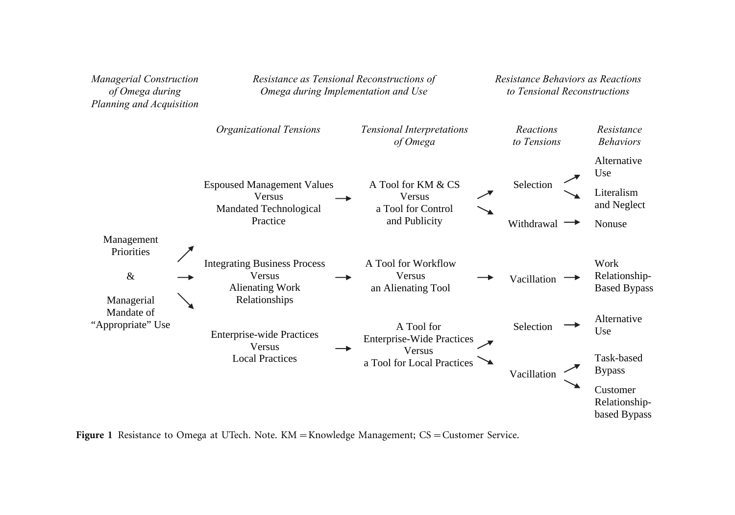| *Managerial Construction of Omega during Planning and Acquisition* | *Resistance as Tensional Reconstructions of Omega during Implementation and Use* | | *Resistance Behaviors as Reactions to Tensional Reconstructions* | |
|---|---|---|---|---|
| | *Organizational Tensions* | *Tensional Interpretations of Omega* | *Reactions to Tensions* | *Resistance Behaviors* |
| Management Priorities & Managerial Mandate of "Appropriate" Use | Espoused Management Values Versus Mandated Technological Practice → | A Tool for KM & CS Versus a Tool for Control and Publicity → | Selection → | Alternative Use; Literalism and Neglect |
| | | | Withdrawal → | Nonuse |
| | Integrating Business Process Versus Alienating Work Relationships → | A Tool for Workflow Versus an Alienating Tool → | Vacillation → | Work Relationship-Based Bypass |
| | Enterprise-wide Practices Versus Local Practices → | A Tool for Enterprise-Wide Practices Versus a Tool for Local Practices → | Selection → | Alternative Use |
| | | | Vacillation → | Task-based Bypass; Customer Relationship-based Bypass |

**Figure 1** Resistance to Omega at UTech. Note. KM = Knowledge Management; CS = Customer Service.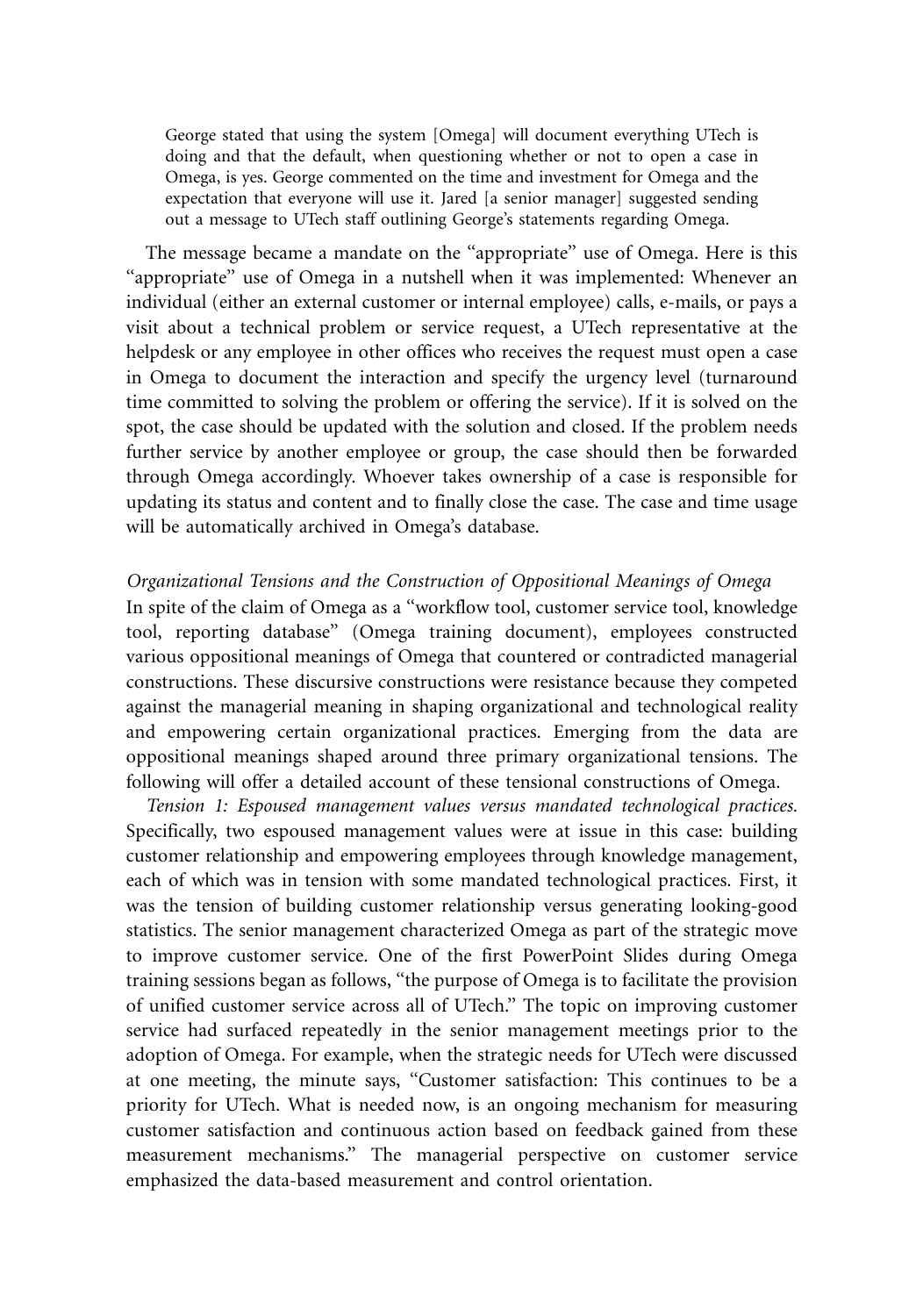> George stated that using the system [Omega] will document everything UTech is doing and that the default, when questioning whether or not to open a case in Omega, is yes. George commented on the time and investment for Omega and the expectation that everyone will use it. Jared [a senior manager] suggested sending out a message to UTech staff outlining George's statements regarding Omega.

The message became a mandate on the "appropriate" use of Omega. Here is this "appropriate" use of Omega in a nutshell when it was implemented: Whenever an individual (either an external customer or internal employee) calls, e-mails, or pays a visit about a technical problem or service request, a UTech representative at the helpdesk or any employee in other offices who receives the request must open a case in Omega to document the interaction and specify the urgency level (turnaround time committed to solving the problem or offering the service). If it is solved on the spot, the case should be updated with the solution and closed. If the problem needs further service by another employee or group, the case should then be forwarded through Omega accordingly. Whoever takes ownership of a case is responsible for updating its status and content and to finally close the case. The case and time usage will be automatically archived in Omega's database.

*Organizational Tensions and the Construction of Oppositional Meanings of Omega*

In spite of the claim of Omega as a "workflow tool, customer service tool, knowledge tool, reporting database" (Omega training document), employees constructed various oppositional meanings of Omega that countered or contradicted managerial constructions. These discursive constructions were resistance because they competed against the managerial meaning in shaping organizational and technological reality and empowering certain organizational practices. Emerging from the data are oppositional meanings shaped around three primary organizational tensions. The following will offer a detailed account of these tensional constructions of Omega.

*Tension 1: Espoused management values versus mandated technological practices.* Specifically, two espoused management values were at issue in this case: building customer relationship and empowering employees through knowledge management, each of which was in tension with some mandated technological practices. First, it was the tension of building customer relationship versus generating looking-good statistics. The senior management characterized Omega as part of the strategic move to improve customer service. One of the first PowerPoint Slides during Omega training sessions began as follows, "the purpose of Omega is to facilitate the provision of unified customer service across all of UTech." The topic on improving customer service had surfaced repeatedly in the senior management meetings prior to the adoption of Omega. For example, when the strategic needs for UTech were discussed at one meeting, the minute says, "Customer satisfaction: This continues to be a priority for UTech. What is needed now, is an ongoing mechanism for measuring customer satisfaction and continuous action based on feedback gained from these measurement mechanisms." The managerial perspective on customer service emphasized the data-based measurement and control orientation.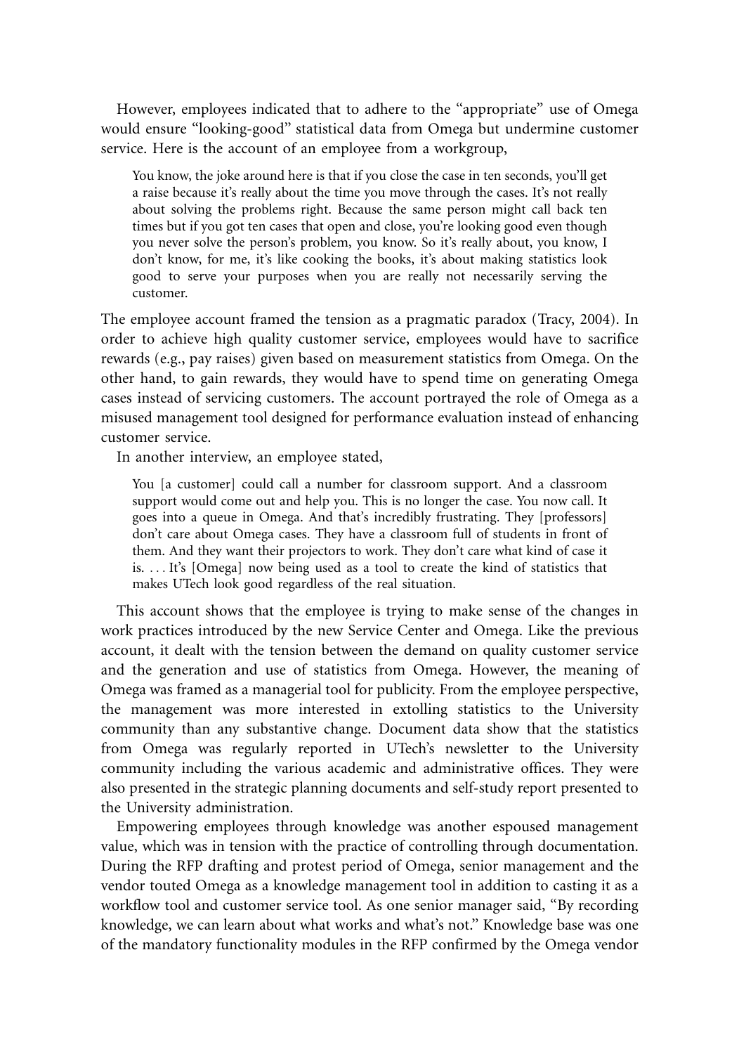However, employees indicated that to adhere to the "appropriate" use of Omega would ensure "looking-good" statistical data from Omega but undermine customer service. Here is the account of an employee from a workgroup,

> You know, the joke around here is that if you close the case in ten seconds, you'll get a raise because it's really about the time you move through the cases. It's not really about solving the problems right. Because the same person might call back ten times but if you got ten cases that open and close, you're looking good even though you never solve the person's problem, you know. So it's really about, you know, I don't know, for me, it's like cooking the books, it's about making statistics look good to serve your purposes when you are really not necessarily serving the customer.

The employee account framed the tension as a pragmatic paradox (Tracy, 2004). In order to achieve high quality customer service, employees would have to sacrifice rewards (e.g., pay raises) given based on measurement statistics from Omega. On the other hand, to gain rewards, they would have to spend time on generating Omega cases instead of servicing customers. The account portrayed the role of Omega as a misused management tool designed for performance evaluation instead of enhancing customer service.

In another interview, an employee stated,

> You [a customer] could call a number for classroom support. And a classroom support would come out and help you. This is no longer the case. You now call. It goes into a queue in Omega. And that's incredibly frustrating. They [professors] don't care about Omega cases. They have a classroom full of students in front of them. And they want their projectors to work. They don't care what kind of case it is. . . . It's [Omega] now being used as a tool to create the kind of statistics that makes UTech look good regardless of the real situation.

This account shows that the employee is trying to make sense of the changes in work practices introduced by the new Service Center and Omega. Like the previous account, it dealt with the tension between the demand on quality customer service and the generation and use of statistics from Omega. However, the meaning of Omega was framed as a managerial tool for publicity. From the employee perspective, the management was more interested in extolling statistics to the University community than any substantive change. Document data show that the statistics from Omega was regularly reported in UTech's newsletter to the University community including the various academic and administrative offices. They were also presented in the strategic planning documents and self-study report presented to the University administration.

Empowering employees through knowledge was another espoused management value, which was in tension with the practice of controlling through documentation. During the RFP drafting and protest period of Omega, senior management and the vendor touted Omega as a knowledge management tool in addition to casting it as a workflow tool and customer service tool. As one senior manager said, "By recording knowledge, we can learn about what works and what's not." Knowledge base was one of the mandatory functionality modules in the RFP confirmed by the Omega vendor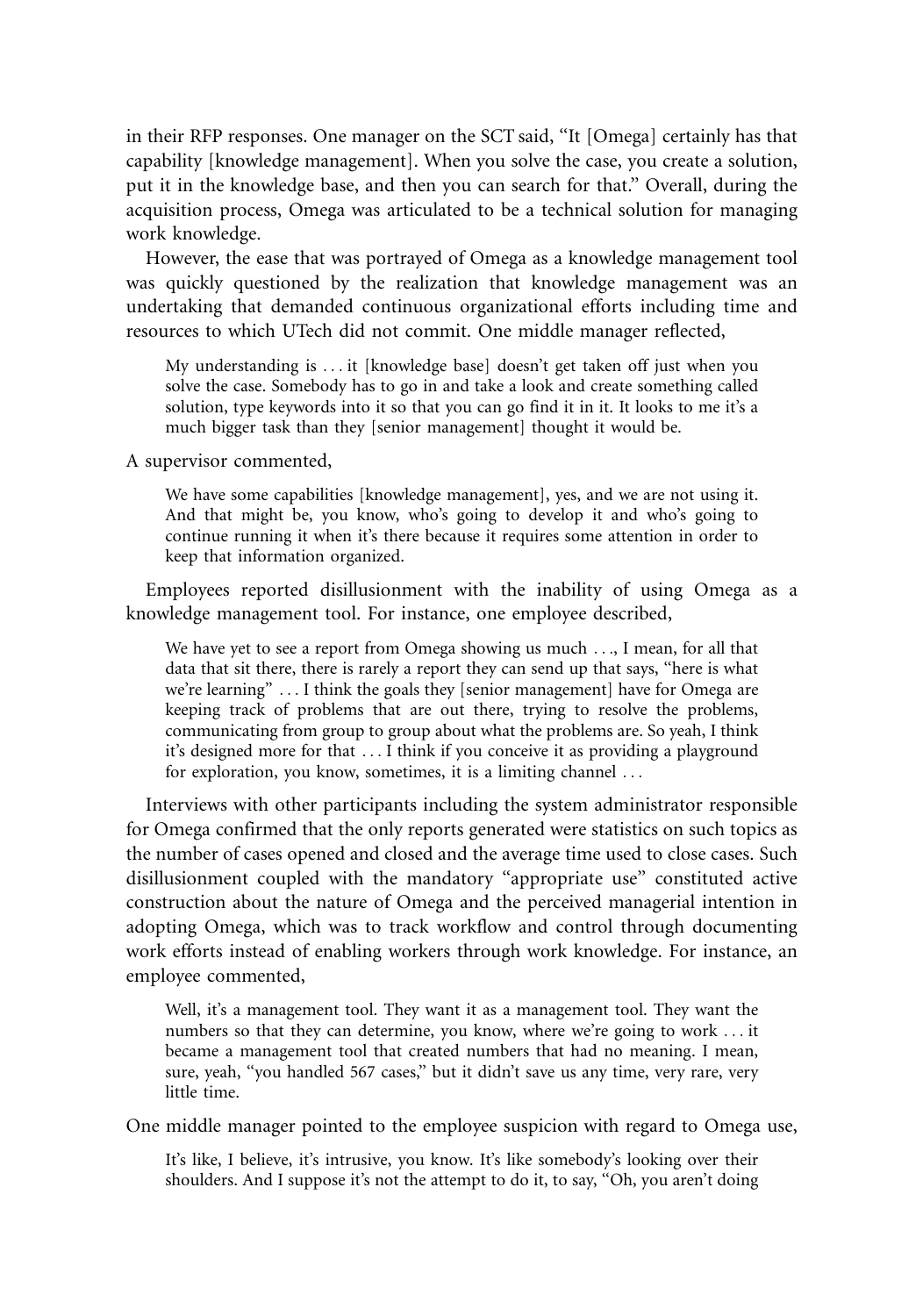in their RFP responses. One manager on the SCT said, "It [Omega] certainly has that capability [knowledge management]. When you solve the case, you create a solution, put it in the knowledge base, and then you can search for that." Overall, during the acquisition process, Omega was articulated to be a technical solution for managing work knowledge.

However, the ease that was portrayed of Omega as a knowledge management tool was quickly questioned by the realization that knowledge management was an undertaking that demanded continuous organizational efforts including time and resources to which UTech did not commit. One middle manager reflected,

> My understanding is . . . it [knowledge base] doesn't get taken off just when you solve the case. Somebody has to go in and take a look and create something called solution, type keywords into it so that you can go find it in it. It looks to me it's a much bigger task than they [senior management] thought it would be.

A supervisor commented,

> We have some capabilities [knowledge management], yes, and we are not using it. And that might be, you know, who's going to develop it and who's going to continue running it when it's there because it requires some attention in order to keep that information organized.

Employees reported disillusionment with the inability of using Omega as a knowledge management tool. For instance, one employee described,

> We have yet to see a report from Omega showing us much . . ., I mean, for all that data that sit there, there is rarely a report they can send up that says, "here is what we're learning" . . . I think the goals they [senior management] have for Omega are keeping track of problems that are out there, trying to resolve the problems, communicating from group to group about what the problems are. So yeah, I think it's designed more for that . . . I think if you conceive it as providing a playground for exploration, you know, sometimes, it is a limiting channel . . .

Interviews with other participants including the system administrator responsible for Omega confirmed that the only reports generated were statistics on such topics as the number of cases opened and closed and the average time used to close cases. Such disillusionment coupled with the mandatory "appropriate use" constituted active construction about the nature of Omega and the perceived managerial intention in adopting Omega, which was to track workflow and control through documenting work efforts instead of enabling workers through work knowledge. For instance, an employee commented,

> Well, it's a management tool. They want it as a management tool. They want the numbers so that they can determine, you know, where we're going to work . . . it became a management tool that created numbers that had no meaning. I mean, sure, yeah, "you handled 567 cases," but it didn't save us any time, very rare, very little time.

One middle manager pointed to the employee suspicion with regard to Omega use,

> It's like, I believe, it's intrusive, you know. It's like somebody's looking over their shoulders. And I suppose it's not the attempt to do it, to say, "Oh, you aren't doing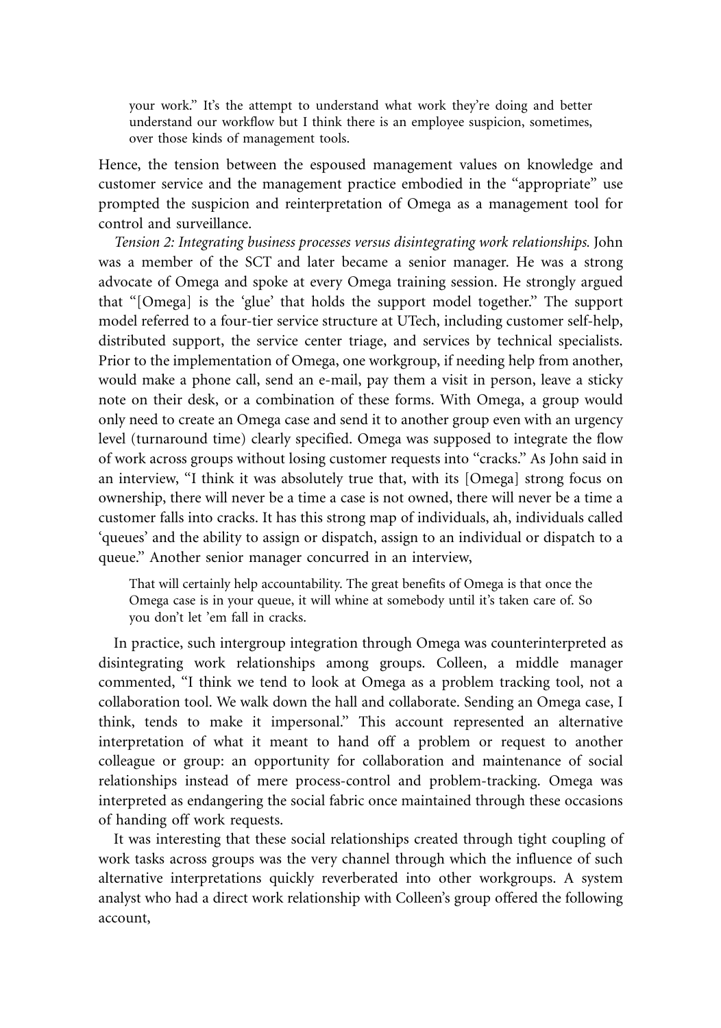> your work." It's the attempt to understand what work they're doing and better understand our workflow but I think there is an employee suspicion, sometimes, over those kinds of management tools.

Hence, the tension between the espoused management values on knowledge and customer service and the management practice embodied in the "appropriate" use prompted the suspicion and reinterpretation of Omega as a management tool for control and surveillance.

*Tension 2: Integrating business processes versus disintegrating work relationships.* John was a member of the SCT and later became a senior manager. He was a strong advocate of Omega and spoke at every Omega training session. He strongly argued that "[Omega] is the 'glue' that holds the support model together." The support model referred to a four-tier service structure at UTech, including customer self-help, distributed support, the service center triage, and services by technical specialists. Prior to the implementation of Omega, one workgroup, if needing help from another, would make a phone call, send an e-mail, pay them a visit in person, leave a sticky note on their desk, or a combination of these forms. With Omega, a group would only need to create an Omega case and send it to another group even with an urgency level (turnaround time) clearly specified. Omega was supposed to integrate the flow of work across groups without losing customer requests into "cracks." As John said in an interview, "I think it was absolutely true that, with its [Omega] strong focus on ownership, there will never be a time a case is not owned, there will never be a time a customer falls into cracks. It has this strong map of individuals, ah, individuals called 'queues' and the ability to assign or dispatch, assign to an individual or dispatch to a queue." Another senior manager concurred in an interview,

> That will certainly help accountability. The great benefits of Omega is that once the Omega case is in your queue, it will whine at somebody until it's taken care of. So you don't let 'em fall in cracks.

In practice, such intergroup integration through Omega was counterinterpreted as disintegrating work relationships among groups. Colleen, a middle manager commented, "I think we tend to look at Omega as a problem tracking tool, not a collaboration tool. We walk down the hall and collaborate. Sending an Omega case, I think, tends to make it impersonal." This account represented an alternative interpretation of what it meant to hand off a problem or request to another colleague or group: an opportunity for collaboration and maintenance of social relationships instead of mere process-control and problem-tracking. Omega was interpreted as endangering the social fabric once maintained through these occasions of handing off work requests.

It was interesting that these social relationships created through tight coupling of work tasks across groups was the very channel through which the influence of such alternative interpretations quickly reverberated into other workgroups. A system analyst who had a direct work relationship with Colleen's group offered the following account,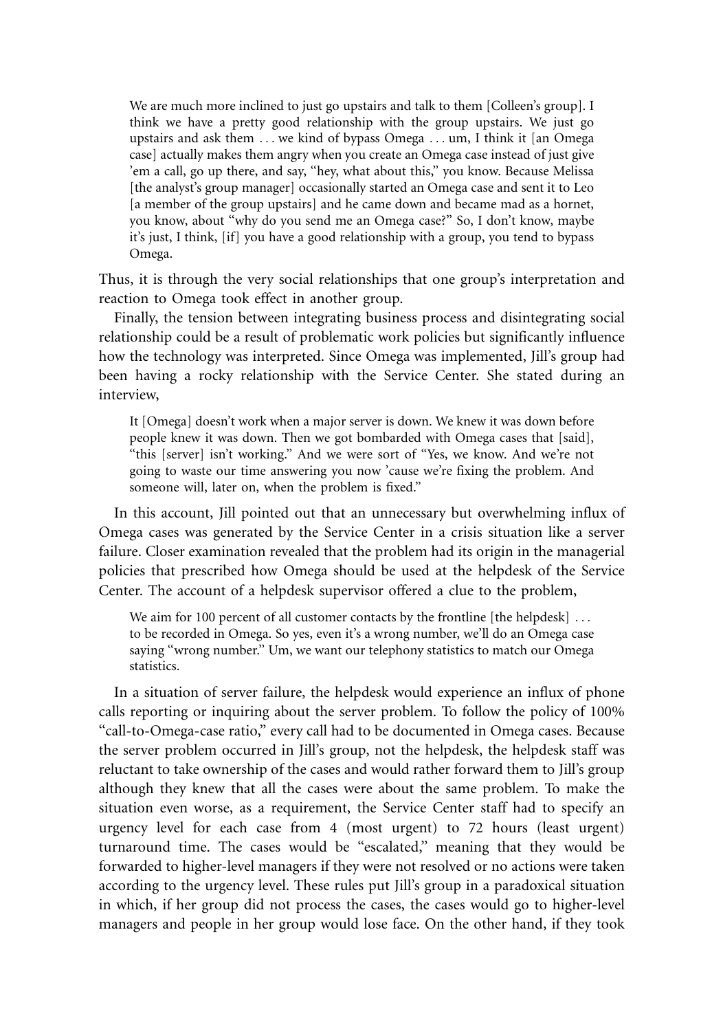> We are much more inclined to just go upstairs and talk to them [Colleen's group]. I think we have a pretty good relationship with the group upstairs. We just go upstairs and ask them . . . we kind of bypass Omega . . . um, I think it [an Omega case] actually makes them angry when you create an Omega case instead of just give 'em a call, go up there, and say, "hey, what about this," you know. Because Melissa [the analyst's group manager] occasionally started an Omega case and sent it to Leo [a member of the group upstairs] and he came down and became mad as a hornet, you know, about "why do you send me an Omega case?" So, I don't know, maybe it's just, I think, [if] you have a good relationship with a group, you tend to bypass Omega.

Thus, it is through the very social relationships that one group's interpretation and reaction to Omega took effect in another group.

Finally, the tension between integrating business process and disintegrating social relationship could be a result of problematic work policies but significantly influence how the technology was interpreted. Since Omega was implemented, Jill's group had been having a rocky relationship with the Service Center. She stated during an interview,

> It [Omega] doesn't work when a major server is down. We knew it was down before people knew it was down. Then we got bombarded with Omega cases that [said], "this [server] isn't working." And we were sort of "Yes, we know. And we're not going to waste our time answering you now 'cause we're fixing the problem. And someone will, later on, when the problem is fixed."

In this account, Jill pointed out that an unnecessary but overwhelming influx of Omega cases was generated by the Service Center in a crisis situation like a server failure. Closer examination revealed that the problem had its origin in the managerial policies that prescribed how Omega should be used at the helpdesk of the Service Center. The account of a helpdesk supervisor offered a clue to the problem,

> We aim for 100 percent of all customer contacts by the frontline [the helpdesk] . . . to be recorded in Omega. So yes, even it's a wrong number, we'll do an Omega case saying "wrong number." Um, we want our telephony statistics to match our Omega statistics.

In a situation of server failure, the helpdesk would experience an influx of phone calls reporting or inquiring about the server problem. To follow the policy of 100% "call-to-Omega-case ratio," every call had to be documented in Omega cases. Because the server problem occurred in Jill's group, not the helpdesk, the helpdesk staff was reluctant to take ownership of the cases and would rather forward them to Jill's group although they knew that all the cases were about the same problem. To make the situation even worse, as a requirement, the Service Center staff had to specify an urgency level for each case from 4 (most urgent) to 72 hours (least urgent) turnaround time. The cases would be "escalated," meaning that they would be forwarded to higher-level managers if they were not resolved or no actions were taken according to the urgency level. These rules put Jill's group in a paradoxical situation in which, if her group did not process the cases, the cases would go to higher-level managers and people in her group would lose face. On the other hand, if they took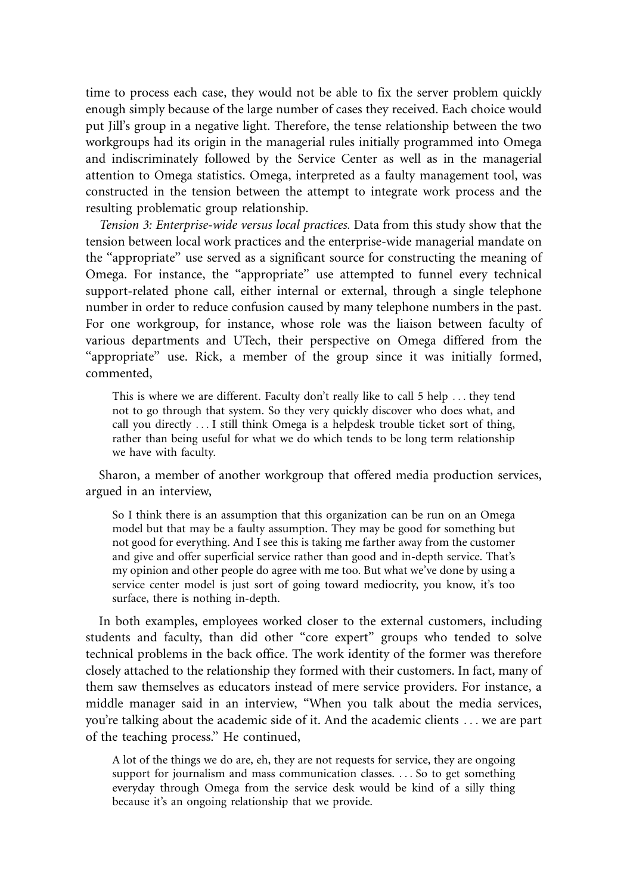time to process each case, they would not be able to fix the server problem quickly enough simply because of the large number of cases they received. Each choice would put Jill's group in a negative light. Therefore, the tense relationship between the two workgroups had its origin in the managerial rules initially programmed into Omega and indiscriminately followed by the Service Center as well as in the managerial attention to Omega statistics. Omega, interpreted as a faulty management tool, was constructed in the tension between the attempt to integrate work process and the resulting problematic group relationship.

*Tension 3: Enterprise-wide versus local practices.* Data from this study show that the tension between local work practices and the enterprise-wide managerial mandate on the "appropriate" use served as a significant source for constructing the meaning of Omega. For instance, the "appropriate" use attempted to funnel every technical support-related phone call, either internal or external, through a single telephone number in order to reduce confusion caused by many telephone numbers in the past. For one workgroup, for instance, whose role was the liaison between faculty of various departments and UTech, their perspective on Omega differed from the "appropriate" use. Rick, a member of the group since it was initially formed, commented,

> This is where we are different. Faculty don't really like to call 5 help . . . they tend not to go through that system. So they very quickly discover who does what, and call you directly . . . I still think Omega is a helpdesk trouble ticket sort of thing, rather than being useful for what we do which tends to be long term relationship we have with faculty.

Sharon, a member of another workgroup that offered media production services, argued in an interview,

> So I think there is an assumption that this organization can be run on an Omega model but that may be a faulty assumption. They may be good for something but not good for everything. And I see this is taking me farther away from the customer and give and offer superficial service rather than good and in-depth service. That's my opinion and other people do agree with me too. But what we've done by using a service center model is just sort of going toward mediocrity, you know, it's too surface, there is nothing in-depth.

In both examples, employees worked closer to the external customers, including students and faculty, than did other "core expert" groups who tended to solve technical problems in the back office. The work identity of the former was therefore closely attached to the relationship they formed with their customers. In fact, many of them saw themselves as educators instead of mere service providers. For instance, a middle manager said in an interview, "When you talk about the media services, you're talking about the academic side of it. And the academic clients . . . we are part of the teaching process." He continued,

> A lot of the things we do are, eh, they are not requests for service, they are ongoing support for journalism and mass communication classes. . . . So to get something everyday through Omega from the service desk would be kind of a silly thing because it's an ongoing relationship that we provide.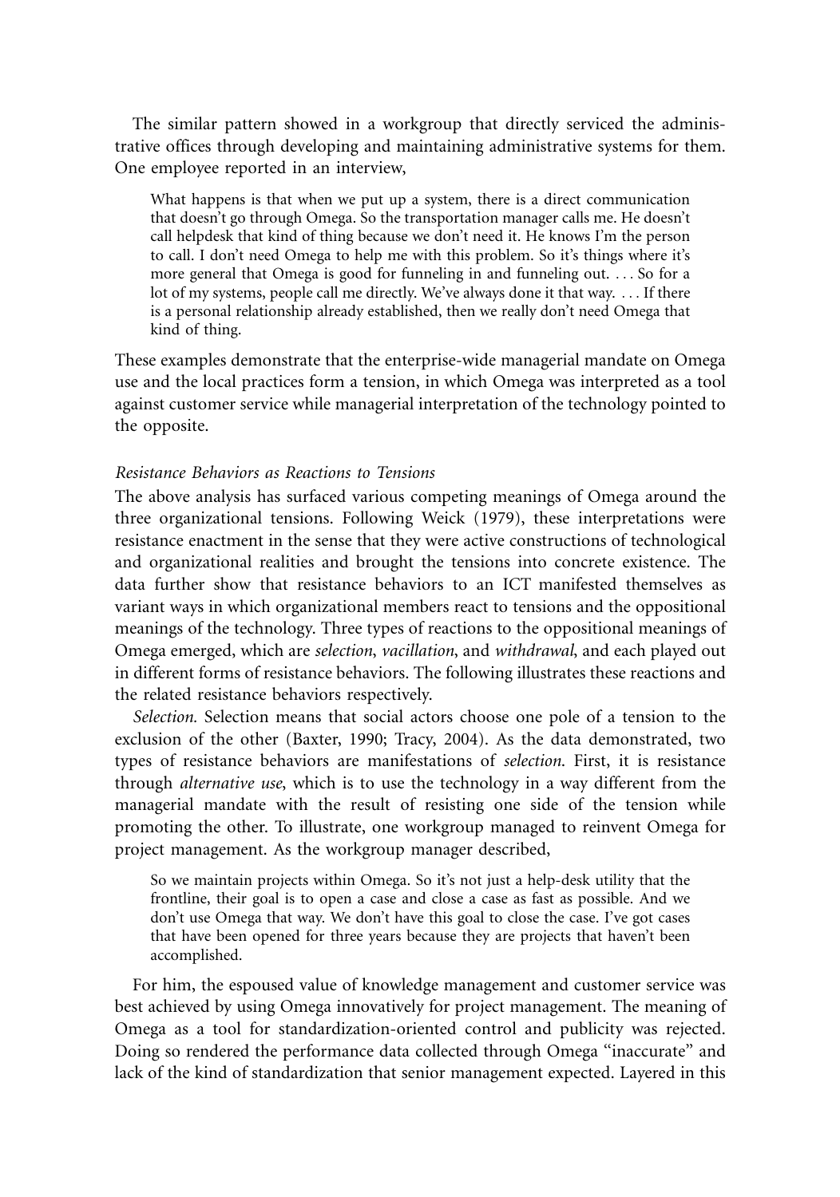The similar pattern showed in a workgroup that directly serviced the administrative offices through developing and maintaining administrative systems for them. One employee reported in an interview,

> What happens is that when we put up a system, there is a direct communication that doesn't go through Omega. So the transportation manager calls me. He doesn't call helpdesk that kind of thing because we don't need it. He knows I'm the person to call. I don't need Omega to help me with this problem. So it's things where it's more general that Omega is good for funneling in and funneling out. . . . So for a lot of my systems, people call me directly. We've always done it that way. . . . If there is a personal relationship already established, then we really don't need Omega that kind of thing.

These examples demonstrate that the enterprise-wide managerial mandate on Omega use and the local practices form a tension, in which Omega was interpreted as a tool against customer service while managerial interpretation of the technology pointed to the opposite.

### *Resistance Behaviors as Reactions to Tensions*

The above analysis has surfaced various competing meanings of Omega around the three organizational tensions. Following Weick (1979), these interpretations were resistance enactment in the sense that they were active constructions of technological and organizational realities and brought the tensions into concrete existence. The data further show that resistance behaviors to an ICT manifested themselves as variant ways in which organizational members react to tensions and the oppositional meanings of the technology. Three types of reactions to the oppositional meanings of Omega emerged, which are *selection*, *vacillation*, and *withdrawal*, and each played out in different forms of resistance behaviors. The following illustrates these reactions and the related resistance behaviors respectively.

*Selection.* Selection means that social actors choose one pole of a tension to the exclusion of the other (Baxter, 1990; Tracy, 2004). As the data demonstrated, two types of resistance behaviors are manifestations of *selection*. First, it is resistance through *alternative use*, which is to use the technology in a way different from the managerial mandate with the result of resisting one side of the tension while promoting the other. To illustrate, one workgroup managed to reinvent Omega for project management. As the workgroup manager described,

> So we maintain projects within Omega. So it's not just a help-desk utility that the frontline, their goal is to open a case and close a case as fast as possible. And we don't use Omega that way. We don't have this goal to close the case. I've got cases that have been opened for three years because they are projects that haven't been accomplished.

For him, the espoused value of knowledge management and customer service was best achieved by using Omega innovatively for project management. The meaning of Omega as a tool for standardization-oriented control and publicity was rejected. Doing so rendered the performance data collected through Omega "inaccurate" and lack of the kind of standardization that senior management expected. Layered in this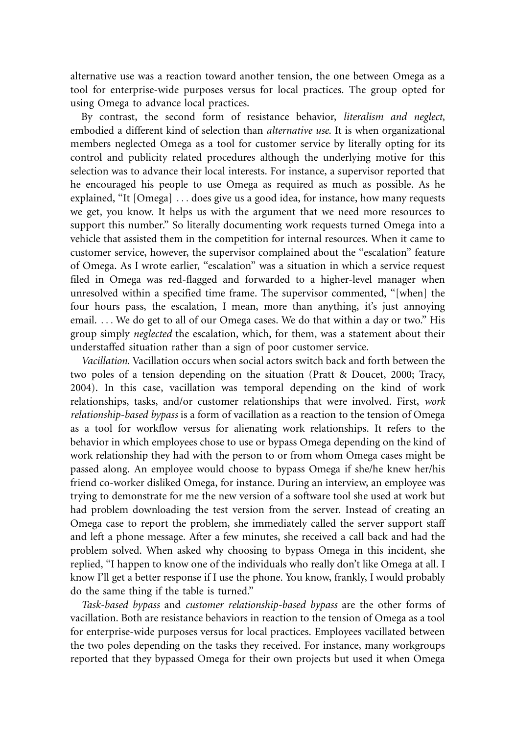alternative use was a reaction toward another tension, the one between Omega as a tool for enterprise-wide purposes versus for local practices. The group opted for using Omega to advance local practices.

By contrast, the second form of resistance behavior, *literalism and neglect*, embodied a different kind of selection than *alternative use*. It is when organizational members neglected Omega as a tool for customer service by literally opting for its control and publicity related procedures although the underlying motive for this selection was to advance their local interests. For instance, a supervisor reported that he encouraged his people to use Omega as required as much as possible. As he explained, "It [Omega] . . . does give us a good idea, for instance, how many requests we get, you know. It helps us with the argument that we need more resources to support this number." So literally documenting work requests turned Omega into a vehicle that assisted them in the competition for internal resources. When it came to customer service, however, the supervisor complained about the "escalation" feature of Omega. As I wrote earlier, "escalation" was a situation in which a service request filed in Omega was red-flagged and forwarded to a higher-level manager when unresolved within a specified time frame. The supervisor commented, "[when] the four hours pass, the escalation, I mean, more than anything, it's just annoying email. . . . We do get to all of our Omega cases. We do that within a day or two." His group simply *neglected* the escalation, which, for them, was a statement about their understaffed situation rather than a sign of poor customer service.

*Vacillation.* Vacillation occurs when social actors switch back and forth between the two poles of a tension depending on the situation (Pratt & Doucet, 2000; Tracy, 2004). In this case, vacillation was temporal depending on the kind of work relationships, tasks, and/or customer relationships that were involved. First, *work relationship-based bypass* is a form of vacillation as a reaction to the tension of Omega as a tool for workflow versus for alienating work relationships. It refers to the behavior in which employees chose to use or bypass Omega depending on the kind of work relationship they had with the person to or from whom Omega cases might be passed along. An employee would choose to bypass Omega if she/he knew her/his friend co-worker disliked Omega, for instance. During an interview, an employee was trying to demonstrate for me the new version of a software tool she used at work but had problem downloading the test version from the server. Instead of creating an Omega case to report the problem, she immediately called the server support staff and left a phone message. After a few minutes, she received a call back and had the problem solved. When asked why choosing to bypass Omega in this incident, she replied, "I happen to know one of the individuals who really don't like Omega at all. I know I'll get a better response if I use the phone. You know, frankly, I would probably do the same thing if the table is turned."

*Task-based bypass* and *customer relationship-based bypass* are the other forms of vacillation. Both are resistance behaviors in reaction to the tension of Omega as a tool for enterprise-wide purposes versus for local practices. Employees vacillated between the two poles depending on the tasks they received. For instance, many workgroups reported that they bypassed Omega for their own projects but used it when Omega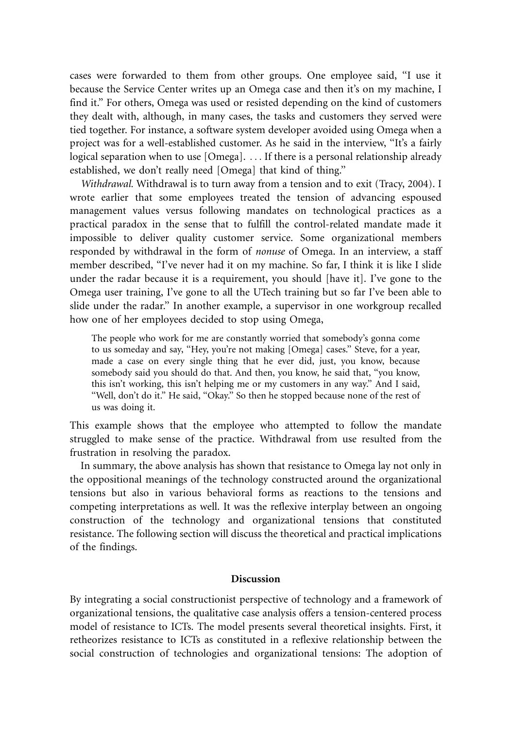cases were forwarded to them from other groups. One employee said, "I use it because the Service Center writes up an Omega case and then it's on my machine, I find it." For others, Omega was used or resisted depending on the kind of customers they dealt with, although, in many cases, the tasks and customers they served were tied together. For instance, a software system developer avoided using Omega when a project was for a well-established customer. As he said in the interview, "It's a fairly logical separation when to use [Omega]. . . . If there is a personal relationship already established, we don't really need [Omega] that kind of thing."

*Withdrawal.* Withdrawal is to turn away from a tension and to exit (Tracy, 2004). I wrote earlier that some employees treated the tension of advancing espoused management values versus following mandates on technological practices as a practical paradox in the sense that to fulfill the control-related mandate made it impossible to deliver quality customer service. Some organizational members responded by withdrawal in the form of *nonuse* of Omega. In an interview, a staff member described, "I've never had it on my machine. So far, I think it is like I slide under the radar because it is a requirement, you should [have it]. I've gone to the Omega user training, I've gone to all the UTech training but so far I've been able to slide under the radar." In another example, a supervisor in one workgroup recalled how one of her employees decided to stop using Omega,

> The people who work for me are constantly worried that somebody's gonna come to us someday and say, "Hey, you're not making [Omega] cases." Steve, for a year, made a case on every single thing that he ever did, just, you know, because somebody said you should do that. And then, you know, he said that, "you know, this isn't working, this isn't helping me or my customers in any way." And I said, "Well, don't do it." He said, "Okay." So then he stopped because none of the rest of us was doing it.

This example shows that the employee who attempted to follow the mandate struggled to make sense of the practice. Withdrawal from use resulted from the frustration in resolving the paradox.

In summary, the above analysis has shown that resistance to Omega lay not only in the oppositional meanings of the technology constructed around the organizational tensions but also in various behavioral forms as reactions to the tensions and competing interpretations as well. It was the reflexive interplay between an ongoing construction of the technology and organizational tensions that constituted resistance. The following section will discuss the theoretical and practical implications of the findings.

## Discussion

By integrating a social constructionist perspective of technology and a framework of organizational tensions, the qualitative case analysis offers a tension-centered process model of resistance to ICTs. The model presents several theoretical insights. First, it retheorizes resistance to ICTs as constituted in a reflexive relationship between the social construction of technologies and organizational tensions: The adoption of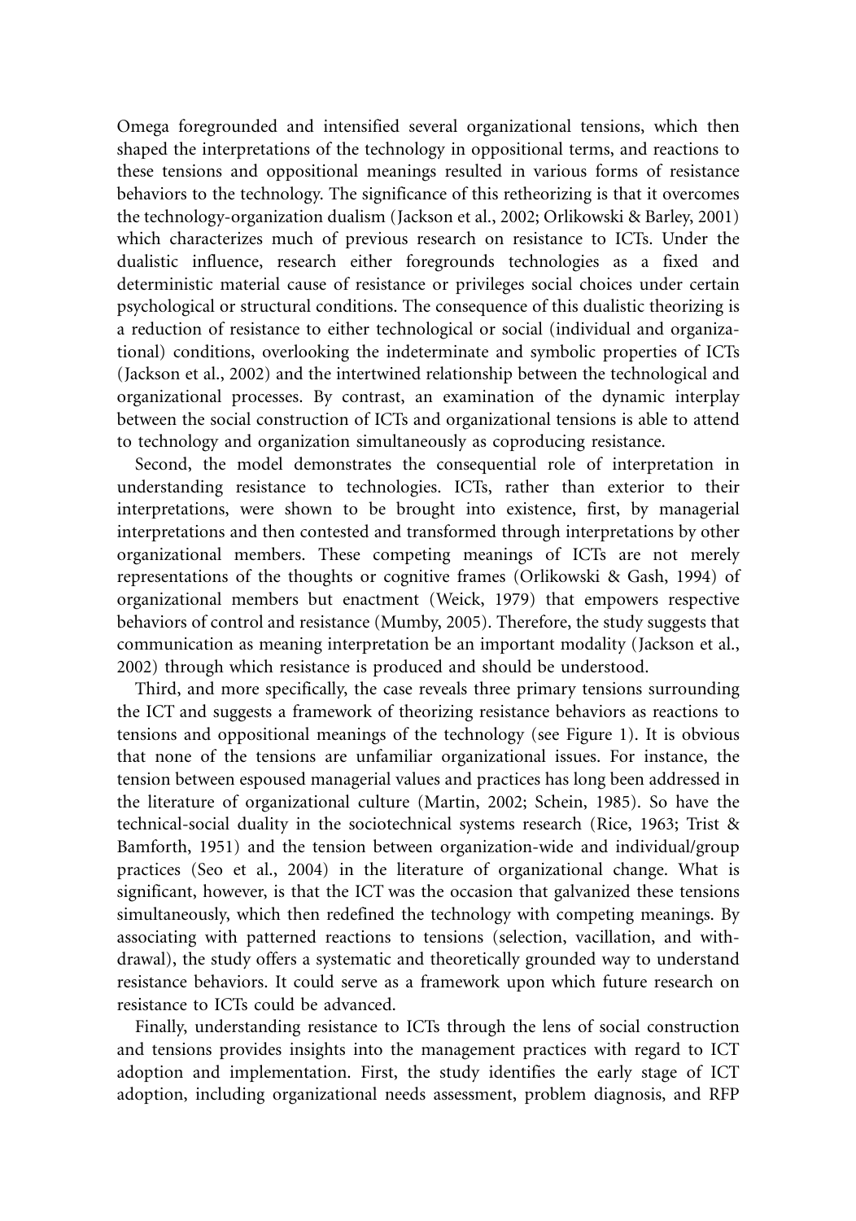Omega foregrounded and intensified several organizational tensions, which then shaped the interpretations of the technology in oppositional terms, and reactions to these tensions and oppositional meanings resulted in various forms of resistance behaviors to the technology. The significance of this retheorizing is that it overcomes the technology-organization dualism (Jackson et al., 2002; Orlikowski & Barley, 2001) which characterizes much of previous research on resistance to ICTs. Under the dualistic influence, research either foregrounds technologies as a fixed and deterministic material cause of resistance or privileges social choices under certain psychological or structural conditions. The consequence of this dualistic theorizing is a reduction of resistance to either technological or social (individual and organizational) conditions, overlooking the indeterminate and symbolic properties of ICTs (Jackson et al., 2002) and the intertwined relationship between the technological and organizational processes. By contrast, an examination of the dynamic interplay between the social construction of ICTs and organizational tensions is able to attend to technology and organization simultaneously as coproducing resistance.

Second, the model demonstrates the consequential role of interpretation in understanding resistance to technologies. ICTs, rather than exterior to their interpretations, were shown to be brought into existence, first, by managerial interpretations and then contested and transformed through interpretations by other organizational members. These competing meanings of ICTs are not merely representations of the thoughts or cognitive frames (Orlikowski & Gash, 1994) of organizational members but enactment (Weick, 1979) that empowers respective behaviors of control and resistance (Mumby, 2005). Therefore, the study suggests that communication as meaning interpretation be an important modality (Jackson et al., 2002) through which resistance is produced and should be understood.

Third, and more specifically, the case reveals three primary tensions surrounding the ICT and suggests a framework of theorizing resistance behaviors as reactions to tensions and oppositional meanings of the technology (see Figure 1). It is obvious that none of the tensions are unfamiliar organizational issues. For instance, the tension between espoused managerial values and practices has long been addressed in the literature of organizational culture (Martin, 2002; Schein, 1985). So have the technical-social duality in the sociotechnical systems research (Rice, 1963; Trist & Bamforth, 1951) and the tension between organization-wide and individual/group practices (Seo et al., 2004) in the literature of organizational change. What is significant, however, is that the ICT was the occasion that galvanized these tensions simultaneously, which then redefined the technology with competing meanings. By associating with patterned reactions to tensions (selection, vacillation, and withdrawal), the study offers a systematic and theoretically grounded way to understand resistance behaviors. It could serve as a framework upon which future research on resistance to ICTs could be advanced.

Finally, understanding resistance to ICTs through the lens of social construction and tensions provides insights into the management practices with regard to ICT adoption and implementation. First, the study identifies the early stage of ICT adoption, including organizational needs assessment, problem diagnosis, and RFP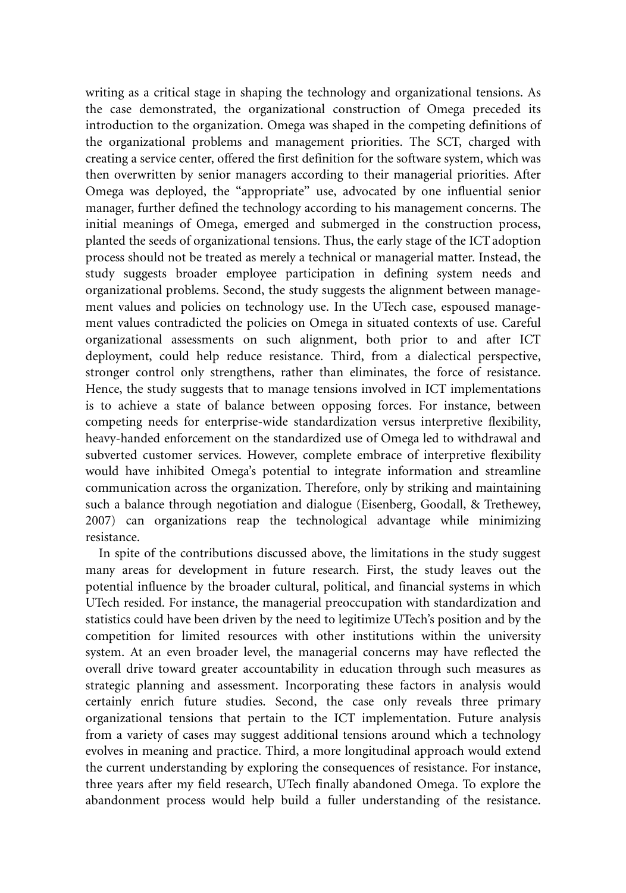writing as a critical stage in shaping the technology and organizational tensions. As the case demonstrated, the organizational construction of Omega preceded its introduction to the organization. Omega was shaped in the competing definitions of the organizational problems and management priorities. The SCT, charged with creating a service center, offered the first definition for the software system, which was then overwritten by senior managers according to their managerial priorities. After Omega was deployed, the "appropriate" use, advocated by one influential senior manager, further defined the technology according to his management concerns. The initial meanings of Omega, emerged and submerged in the construction process, planted the seeds of organizational tensions. Thus, the early stage of the ICT adoption process should not be treated as merely a technical or managerial matter. Instead, the study suggests broader employee participation in defining system needs and organizational problems. Second, the study suggests the alignment between management values and policies on technology use. In the UTech case, espoused management values contradicted the policies on Omega in situated contexts of use. Careful organizational assessments on such alignment, both prior to and after ICT deployment, could help reduce resistance. Third, from a dialectical perspective, stronger control only strengthens, rather than eliminates, the force of resistance. Hence, the study suggests that to manage tensions involved in ICT implementations is to achieve a state of balance between opposing forces. For instance, between competing needs for enterprise-wide standardization versus interpretive flexibility, heavy-handed enforcement on the standardized use of Omega led to withdrawal and subverted customer services. However, complete embrace of interpretive flexibility would have inhibited Omega's potential to integrate information and streamline communication across the organization. Therefore, only by striking and maintaining such a balance through negotiation and dialogue (Eisenberg, Goodall, & Trethewey, 2007) can organizations reap the technological advantage while minimizing resistance.

In spite of the contributions discussed above, the limitations in the study suggest many areas for development in future research. First, the study leaves out the potential influence by the broader cultural, political, and financial systems in which UTech resided. For instance, the managerial preoccupation with standardization and statistics could have been driven by the need to legitimize UTech's position and by the competition for limited resources with other institutions within the university system. At an even broader level, the managerial concerns may have reflected the overall drive toward greater accountability in education through such measures as strategic planning and assessment. Incorporating these factors in analysis would certainly enrich future studies. Second, the case only reveals three primary organizational tensions that pertain to the ICT implementation. Future analysis from a variety of cases may suggest additional tensions around which a technology evolves in meaning and practice. Third, a more longitudinal approach would extend the current understanding by exploring the consequences of resistance. For instance, three years after my field research, UTech finally abandoned Omega. To explore the abandonment process would help build a fuller understanding of the resistance.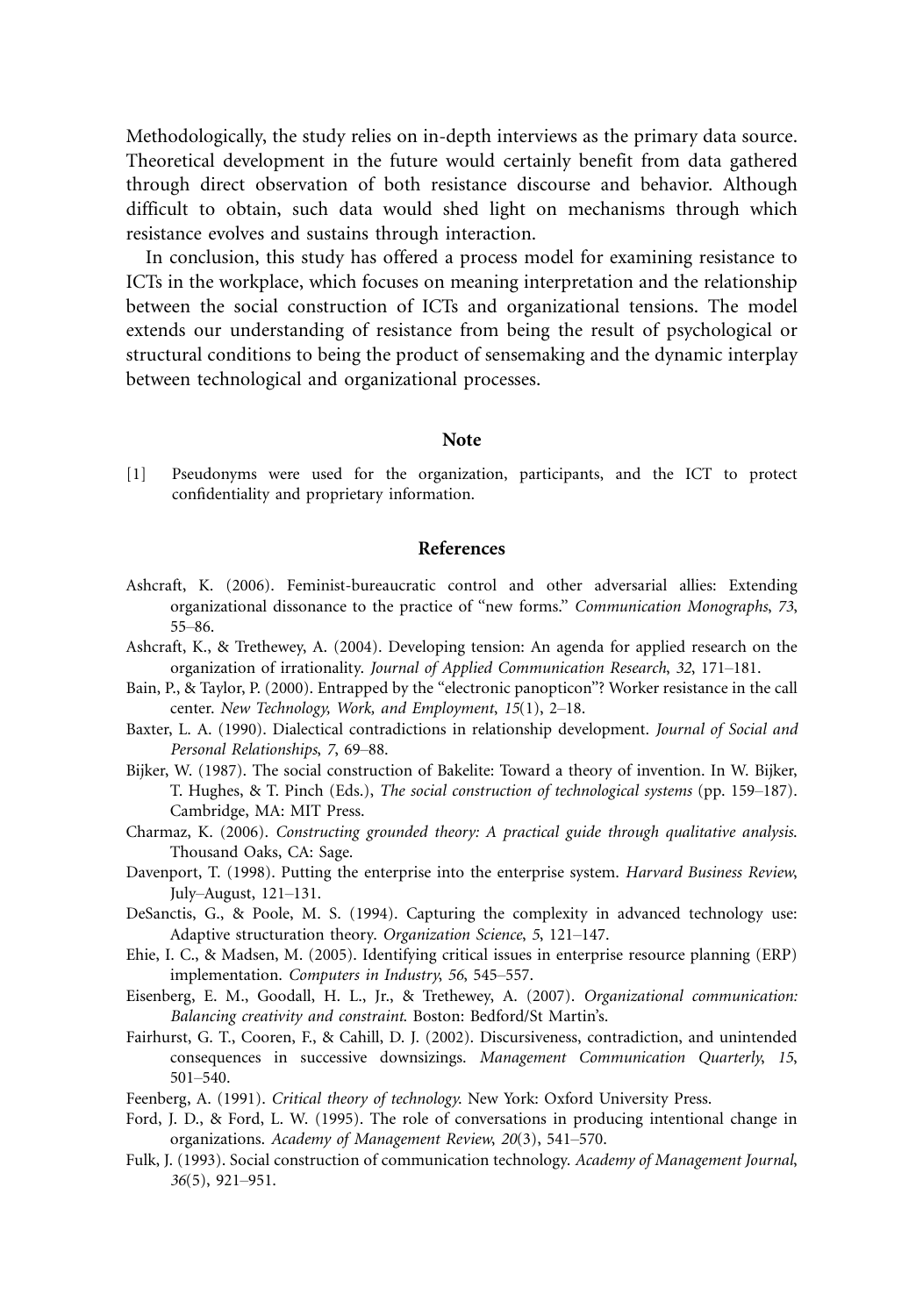Methodologically, the study relies on in-depth interviews as the primary data source. Theoretical development in the future would certainly benefit from data gathered through direct observation of both resistance discourse and behavior. Although difficult to obtain, such data would shed light on mechanisms through which resistance evolves and sustains through interaction.

In conclusion, this study has offered a process model for examining resistance to ICTs in the workplace, which focuses on meaning interpretation and the relationship between the social construction of ICTs and organizational tensions. The model extends our understanding of resistance from being the result of psychological or structural conditions to being the product of sensemaking and the dynamic interplay between technological and organizational processes.

## Note

[1] Pseudonyms were used for the organization, participants, and the ICT to protect confidentiality and proprietary information.

## References

Ashcraft, K. (2006). Feminist-bureaucratic control and other adversarial allies: Extending organizational dissonance to the practice of "new forms." *Communication Monographs*, *73*, 55–86.

Ashcraft, K., & Trethewey, A. (2004). Developing tension: An agenda for applied research on the organization of irrationality. *Journal of Applied Communication Research*, *32*, 171–181.

Bain, P., & Taylor, P. (2000). Entrapped by the "electronic panopticon"? Worker resistance in the call center. *New Technology, Work, and Employment*, *15*(1), 2–18.

Baxter, L. A. (1990). Dialectical contradictions in relationship development. *Journal of Social and Personal Relationships*, *7*, 69–88.

Bijker, W. (1987). The social construction of Bakelite: Toward a theory of invention. In W. Bijker, T. Hughes, & T. Pinch (Eds.), *The social construction of technological systems* (pp. 159–187). Cambridge, MA: MIT Press.

Charmaz, K. (2006). *Constructing grounded theory: A practical guide through qualitative analysis*. Thousand Oaks, CA: Sage.

Davenport, T. (1998). Putting the enterprise into the enterprise system. *Harvard Business Review*, July–August, 121–131.

DeSanctis, G., & Poole, M. S. (1994). Capturing the complexity in advanced technology use: Adaptive structuration theory. *Organization Science*, *5*, 121–147.

Ehie, I. C., & Madsen, M. (2005). Identifying critical issues in enterprise resource planning (ERP) implementation. *Computers in Industry*, *56*, 545–557.

Eisenberg, E. M., Goodall, H. L., Jr., & Trethewey, A. (2007). *Organizational communication: Balancing creativity and constraint*. Boston: Bedford/St Martin's.

Fairhurst, G. T., Cooren, F., & Cahill, D. J. (2002). Discursiveness, contradiction, and unintended consequences in successive downsizings. *Management Communication Quarterly*, *15*, 501–540.

Feenberg, A. (1991). *Critical theory of technology*. New York: Oxford University Press.

Ford, J. D., & Ford, L. W. (1995). The role of conversations in producing intentional change in organizations. *Academy of Management Review*, *20*(3), 541–570.

Fulk, J. (1993). Social construction of communication technology. *Academy of Management Journal*, *36*(5), 921–951.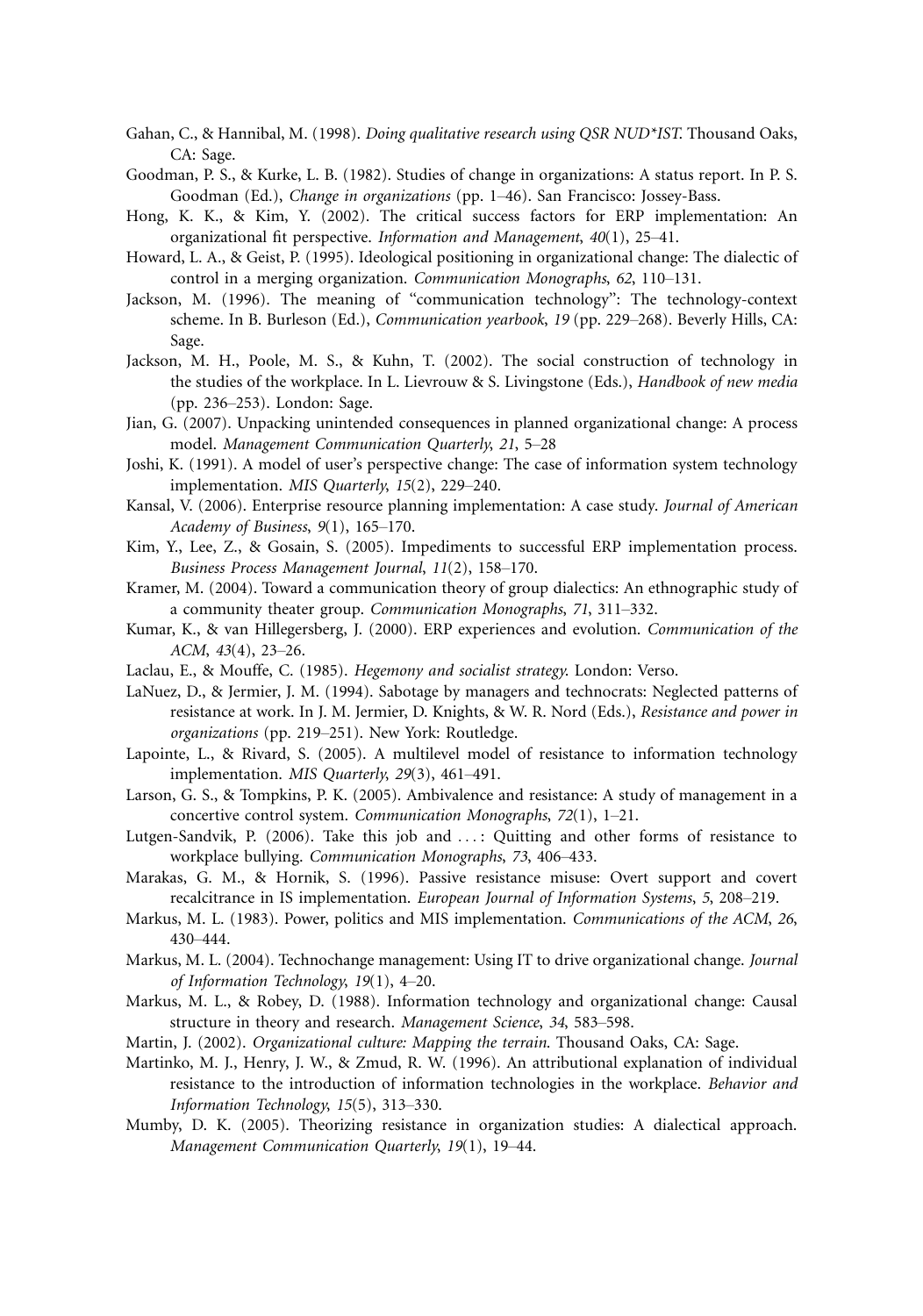Gahan, C., & Hannibal, M. (1998). *Doing qualitative research using QSR NUD*IST*. Thousand Oaks, CA: Sage.

Goodman, P. S., & Kurke, L. B. (1982). Studies of change in organizations: A status report. In P. S. Goodman (Ed.), *Change in organizations* (pp. 1–46). San Francisco: Jossey-Bass.

Hong, K. K., & Kim, Y. (2002). The critical success factors for ERP implementation: An organizational fit perspective. *Information and Management*, *40*(1), 25–41.

Howard, L. A., & Geist, P. (1995). Ideological positioning in organizational change: The dialectic of control in a merging organization. *Communication Monographs*, *62*, 110–131.

Jackson, M. (1996). The meaning of "communication technology": The technology-context scheme. In B. Burleson (Ed.), *Communication yearbook*, *19* (pp. 229–268). Beverly Hills, CA: Sage.

Jackson, M. H., Poole, M. S., & Kuhn, T. (2002). The social construction of technology in the studies of the workplace. In L. Lievrouw & S. Livingstone (Eds.), *Handbook of new media* (pp. 236–253). London: Sage.

Jian, G. (2007). Unpacking unintended consequences in planned organizational change: A process model. *Management Communication Quarterly*, *21*, 5–28

Joshi, K. (1991). A model of user's perspective change: The case of information system technology implementation. *MIS Quarterly*, *15*(2), 229–240.

Kansal, V. (2006). Enterprise resource planning implementation: A case study. *Journal of American Academy of Business*, *9*(1), 165–170.

Kim, Y., Lee, Z., & Gosain, S. (2005). Impediments to successful ERP implementation process. *Business Process Management Journal*, *11*(2), 158–170.

Kramer, M. (2004). Toward a communication theory of group dialectics: An ethnographic study of a community theater group. *Communication Monographs*, *71*, 311–332.

Kumar, K., & van Hillegersberg, J. (2000). ERP experiences and evolution. *Communication of the ACM*, *43*(4), 23–26.

Laclau, E., & Mouffe, C. (1985). *Hegemony and socialist strategy*. London: Verso.

LaNuez, D., & Jermier, J. M. (1994). Sabotage by managers and technocrats: Neglected patterns of resistance at work. In J. M. Jermier, D. Knights, & W. R. Nord (Eds.), *Resistance and power in organizations* (pp. 219–251). New York: Routledge.

Lapointe, L., & Rivard, S. (2005). A multilevel model of resistance to information technology implementation. *MIS Quarterly*, *29*(3), 461–491.

Larson, G. S., & Tompkins, P. K. (2005). Ambivalence and resistance: A study of management in a concertive control system. *Communication Monographs*, *72*(1), 1–21.

Lutgen-Sandvik, P. (2006). Take this job and . . . : Quitting and other forms of resistance to workplace bullying. *Communication Monographs*, *73*, 406–433.

Marakas, G. M., & Hornik, S. (1996). Passive resistance misuse: Overt support and covert recalcitrance in IS implementation. *European Journal of Information Systems*, *5*, 208–219.

Markus, M. L. (1983). Power, politics and MIS implementation. *Communications of the ACM*, *26*, 430–444.

Markus, M. L. (2004). Technochange management: Using IT to drive organizational change. *Journal of Information Technology*, *19*(1), 4–20.

Markus, M. L., & Robey, D. (1988). Information technology and organizational change: Causal structure in theory and research. *Management Science*, *34*, 583–598.

Martin, J. (2002). *Organizational culture: Mapping the terrain*. Thousand Oaks, CA: Sage.

Martinko, M. J., Henry, J. W., & Zmud, R. W. (1996). An attributional explanation of individual resistance to the introduction of information technologies in the workplace. *Behavior and Information Technology*, *15*(5), 313–330.

Mumby, D. K. (2005). Theorizing resistance in organization studies: A dialectical approach. *Management Communication Quarterly*, *19*(1), 19–44.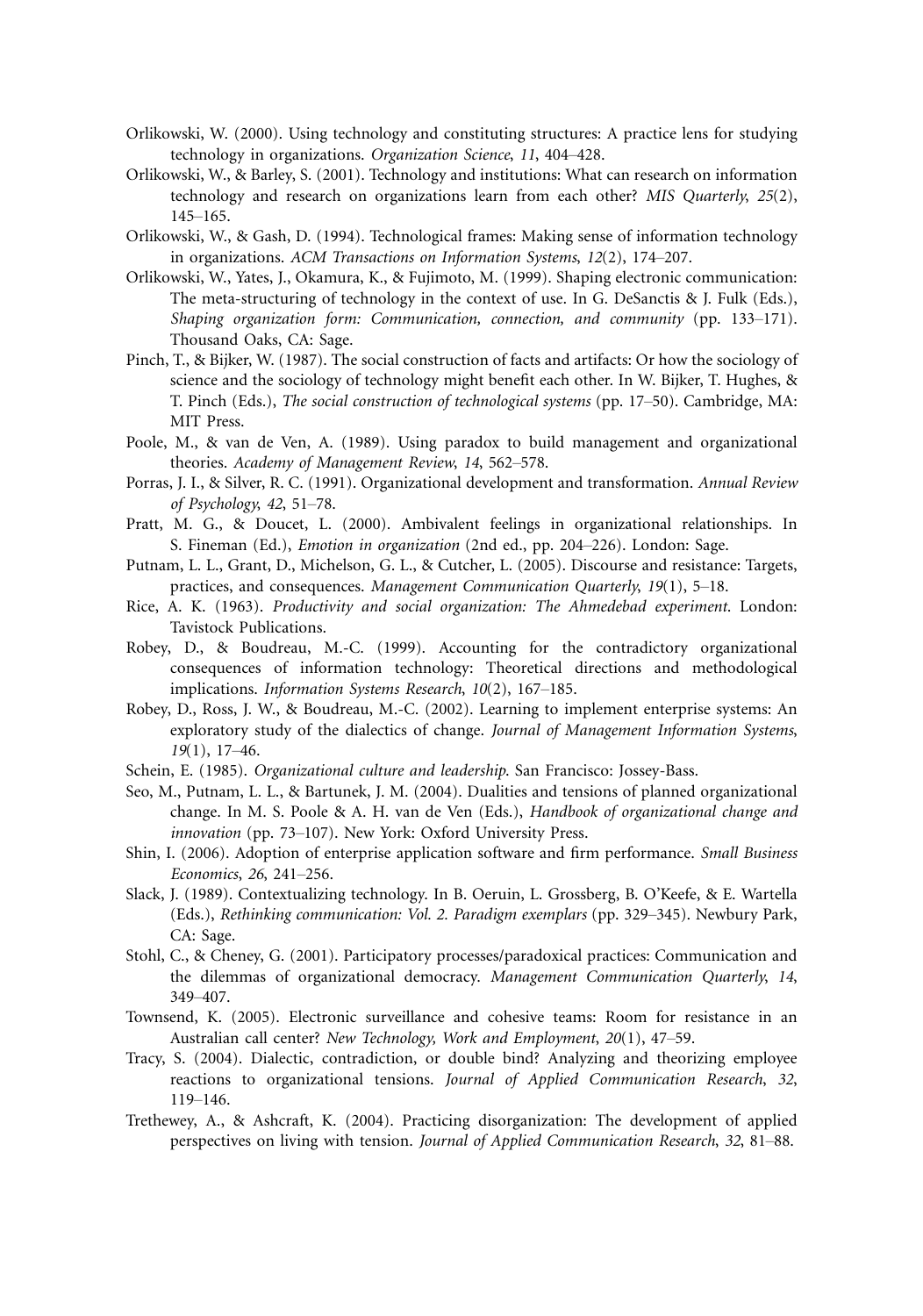Orlikowski, W. (2000). Using technology and constituting structures: A practice lens for studying technology in organizations. *Organization Science*, *11*, 404–428.

Orlikowski, W., & Barley, S. (2001). Technology and institutions: What can research on information technology and research on organizations learn from each other? *MIS Quarterly*, *25*(2), 145–165.

Orlikowski, W., & Gash, D. (1994). Technological frames: Making sense of information technology in organizations. *ACM Transactions on Information Systems*, *12*(2), 174–207.

Orlikowski, W., Yates, J., Okamura, K., & Fujimoto, M. (1999). Shaping electronic communication: The meta-structuring of technology in the context of use. In G. DeSanctis & J. Fulk (Eds.), *Shaping organization form: Communication, connection, and community* (pp. 133–171). Thousand Oaks, CA: Sage.

Pinch, T., & Bijker, W. (1987). The social construction of facts and artifacts: Or how the sociology of science and the sociology of technology might benefit each other. In W. Bijker, T. Hughes, & T. Pinch (Eds.), *The social construction of technological systems* (pp. 17–50). Cambridge, MA: MIT Press.

Poole, M., & van de Ven, A. (1989). Using paradox to build management and organizational theories. *Academy of Management Review*, *14*, 562–578.

Porras, J. I., & Silver, R. C. (1991). Organizational development and transformation. *Annual Review of Psychology*, *42*, 51–78.

Pratt, M. G., & Doucet, L. (2000). Ambivalent feelings in organizational relationships. In S. Fineman (Ed.), *Emotion in organization* (2nd ed., pp. 204–226). London: Sage.

Putnam, L. L., Grant, D., Michelson, G. L., & Cutcher, L. (2005). Discourse and resistance: Targets, practices, and consequences. *Management Communication Quarterly*, *19*(1), 5–18.

Rice, A. K. (1963). *Productivity and social organization: The Ahmedebad experiment*. London: Tavistock Publications.

Robey, D., & Boudreau, M.-C. (1999). Accounting for the contradictory organizational consequences of information technology: Theoretical directions and methodological implications. *Information Systems Research*, *10*(2), 167–185.

Robey, D., Ross, J. W., & Boudreau, M.-C. (2002). Learning to implement enterprise systems: An exploratory study of the dialectics of change. *Journal of Management Information Systems*, *19*(1), 17–46.

Schein, E. (1985). *Organizational culture and leadership*. San Francisco: Jossey-Bass.

Seo, M., Putnam, L. L., & Bartunek, J. M. (2004). Dualities and tensions of planned organizational change. In M. S. Poole & A. H. van de Ven (Eds.), *Handbook of organizational change and innovation* (pp. 73–107). New York: Oxford University Press.

Shin, I. (2006). Adoption of enterprise application software and firm performance. *Small Business Economics*, *26*, 241–256.

Slack, J. (1989). Contextualizing technology. In B. Oeruin, L. Grossberg, B. O'Keefe, & E. Wartella (Eds.), *Rethinking communication: Vol. 2. Paradigm exemplars* (pp. 329–345). Newbury Park, CA: Sage.

Stohl, C., & Cheney, G. (2001). Participatory processes/paradoxical practices: Communication and the dilemmas of organizational democracy. *Management Communication Quarterly*, *14*, 349–407.

Townsend, K. (2005). Electronic surveillance and cohesive teams: Room for resistance in an Australian call center? *New Technology, Work and Employment*, *20*(1), 47–59.

Tracy, S. (2004). Dialectic, contradiction, or double bind? Analyzing and theorizing employee reactions to organizational tensions. *Journal of Applied Communication Research*, *32*, 119–146.

Trethewey, A., & Ashcraft, K. (2004). Practicing disorganization: The development of applied perspectives on living with tension. *Journal of Applied Communication Research*, *32*, 81–88.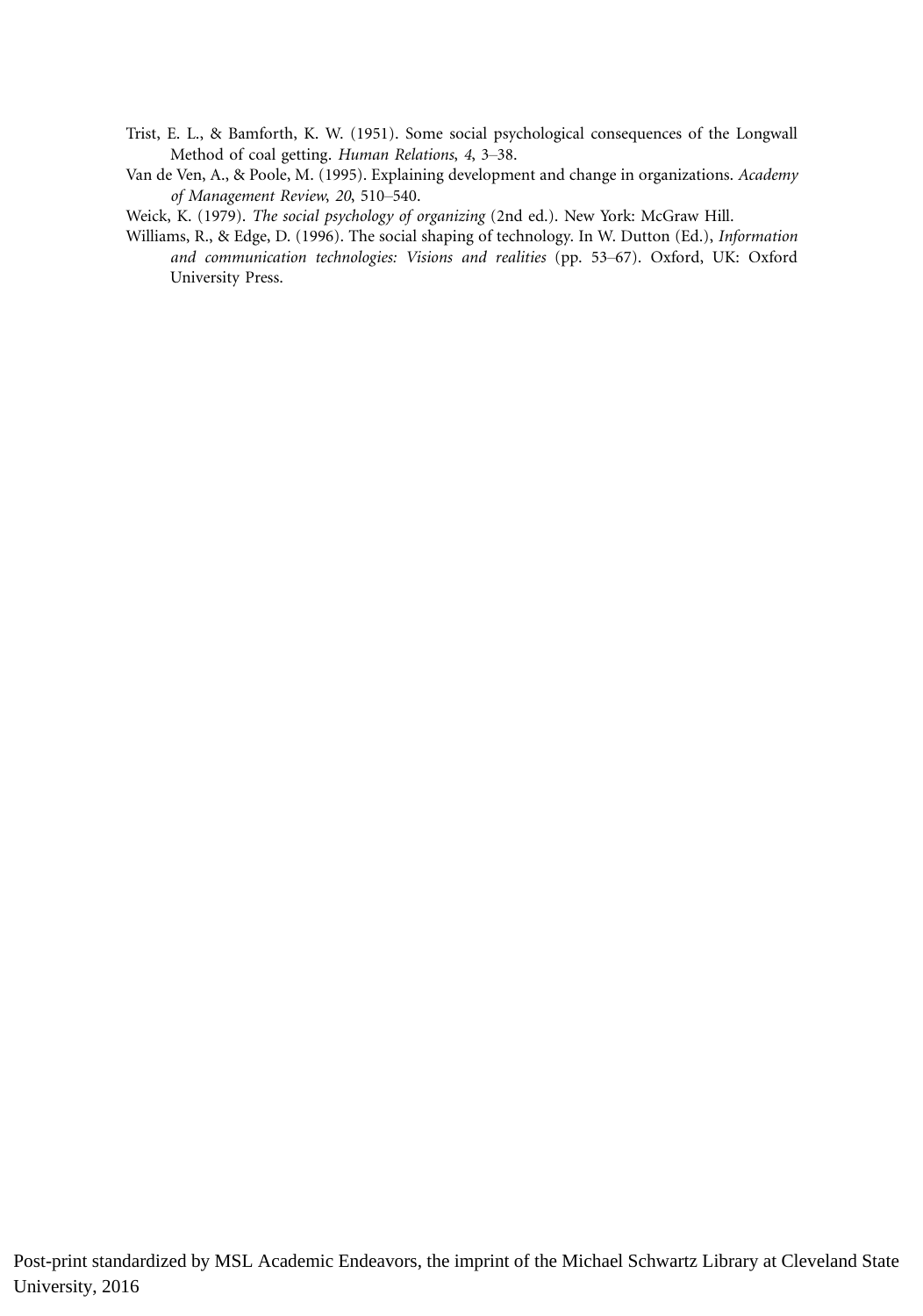Trist, E. L., & Bamforth, K. W. (1951). Some social psychological consequences of the Longwall Method of coal getting. *Human Relations*, *4*, 3–38.

Van de Ven, A., & Poole, M. (1995). Explaining development and change in organizations. *Academy of Management Review*, *20*, 510–540.

Weick, K. (1979). *The social psychology of organizing* (2nd ed.). New York: McGraw Hill.

Williams, R., & Edge, D. (1996). The social shaping of technology. In W. Dutton (Ed.), *Information and communication technologies: Visions and realities* (pp. 53–67). Oxford, UK: Oxford University Press.

Post-print standardized by MSL Academic Endeavors, the imprint of the Michael Schwartz Library at Cleveland State University, 2016